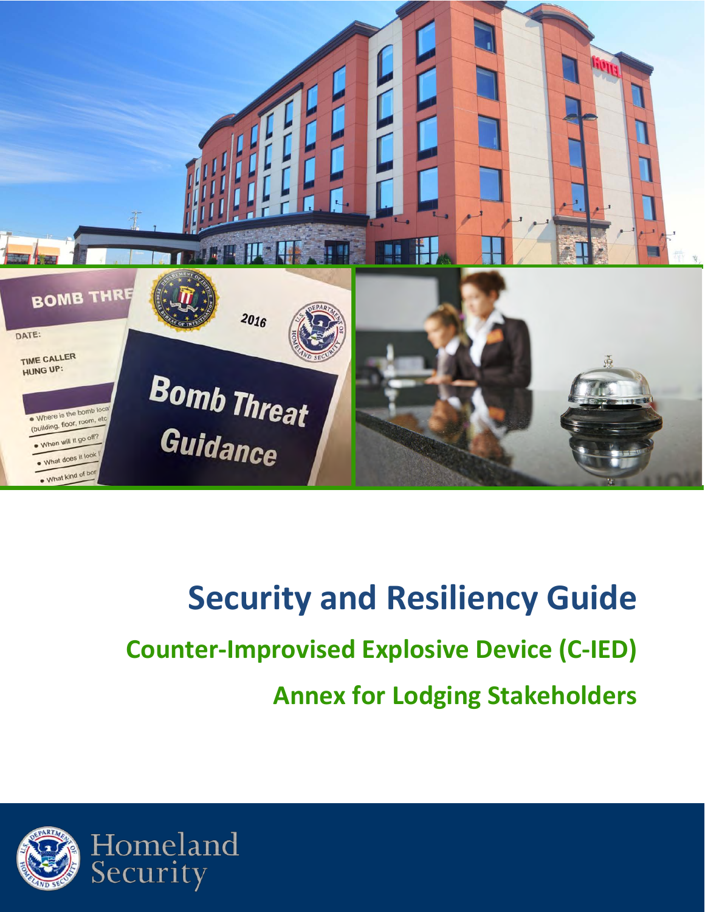# Security and Resiliency Guide

## Counter-Improvised Explosive Device (C-IED)

## Annex for Lodging Stakeholders

Homeland Security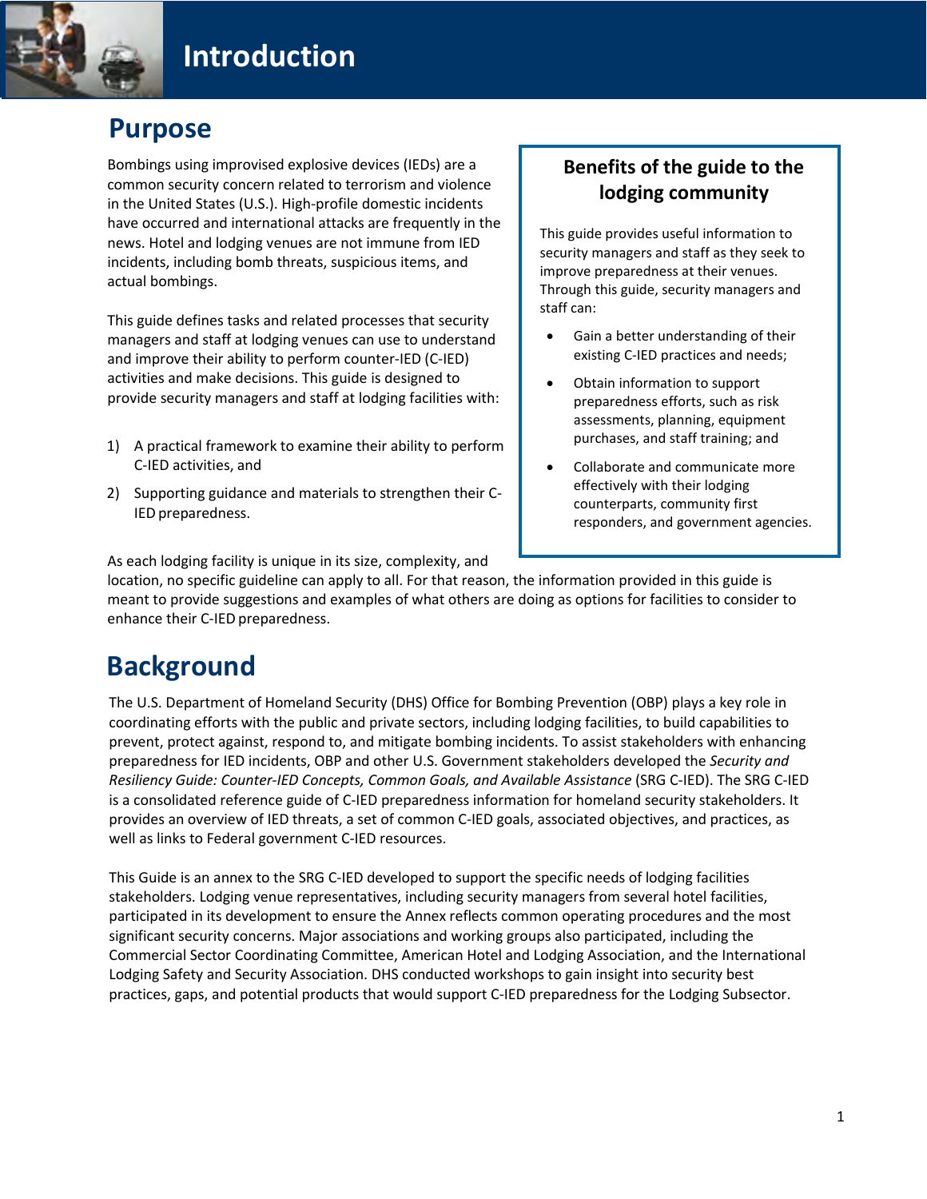# Introduction

## Purpose

Bombings using improvised explosive devices (IEDs) are a common security concern related to terrorism and violence in the United States (U.S.). High-profile domestic incidents have occurred and international attacks are frequently in the news. Hotel and lodging venues are not immune from IED incidents, including bomb threats, suspicious items, and actual bombings.

This guide defines tasks and related processes that security managers and staff at lodging venues can use to understand and improve their ability to perform counter-IED (C-IED) activities and make decisions. This guide is designed to provide security managers and staff at lodging facilities with:

1) A practical framework to examine their ability to perform C-IED activities, and
2) Supporting guidance and materials to strengthen their C-IED preparedness.

As each lodging facility is unique in its size, complexity, and location, no specific guideline can apply to all. For that reason, the information provided in this guide is meant to provide suggestions and examples of what others are doing as options for facilities to consider to enhance their C-IED preparedness.

> **Benefits of the guide to the lodging community**
>
> This guide provides useful information to security managers and staff as they seek to improve preparedness at their venues. Through this guide, security managers and staff can:
>
> - Gain a better understanding of their existing C-IED practices and needs;
> - Obtain information to support preparedness efforts, such as risk assessments, planning, equipment purchases, and staff training; and
> - Collaborate and communicate more effectively with their lodging counterparts, community first responders, and government agencies.

## Background

The U.S. Department of Homeland Security (DHS) Office for Bombing Prevention (OBP) plays a key role in coordinating efforts with the public and private sectors, including lodging facilities, to build capabilities to prevent, protect against, respond to, and mitigate bombing incidents. To assist stakeholders with enhancing preparedness for IED incidents, OBP and other U.S. Government stakeholders developed the *Security and Resiliency Guide: Counter-IED Concepts, Common Goals, and Available Assistance* (SRG C-IED). The SRG C-IED is a consolidated reference guide of C-IED preparedness information for homeland security stakeholders. It provides an overview of IED threats, a set of common C-IED goals, associated objectives, and practices, as well as links to Federal government C-IED resources.

This Guide is an annex to the SRG C-IED developed to support the specific needs of lodging facilities stakeholders. Lodging venue representatives, including security managers from several hotel facilities, participated in its development to ensure the Annex reflects common operating procedures and the most significant security concerns. Major associations and working groups also participated, including the Commercial Sector Coordinating Committee, American Hotel and Lodging Association, and the International Lodging Safety and Security Association. DHS conducted workshops to gain insight into security best practices, gaps, and potential products that would support C-IED preparedness for the Lodging Subsector.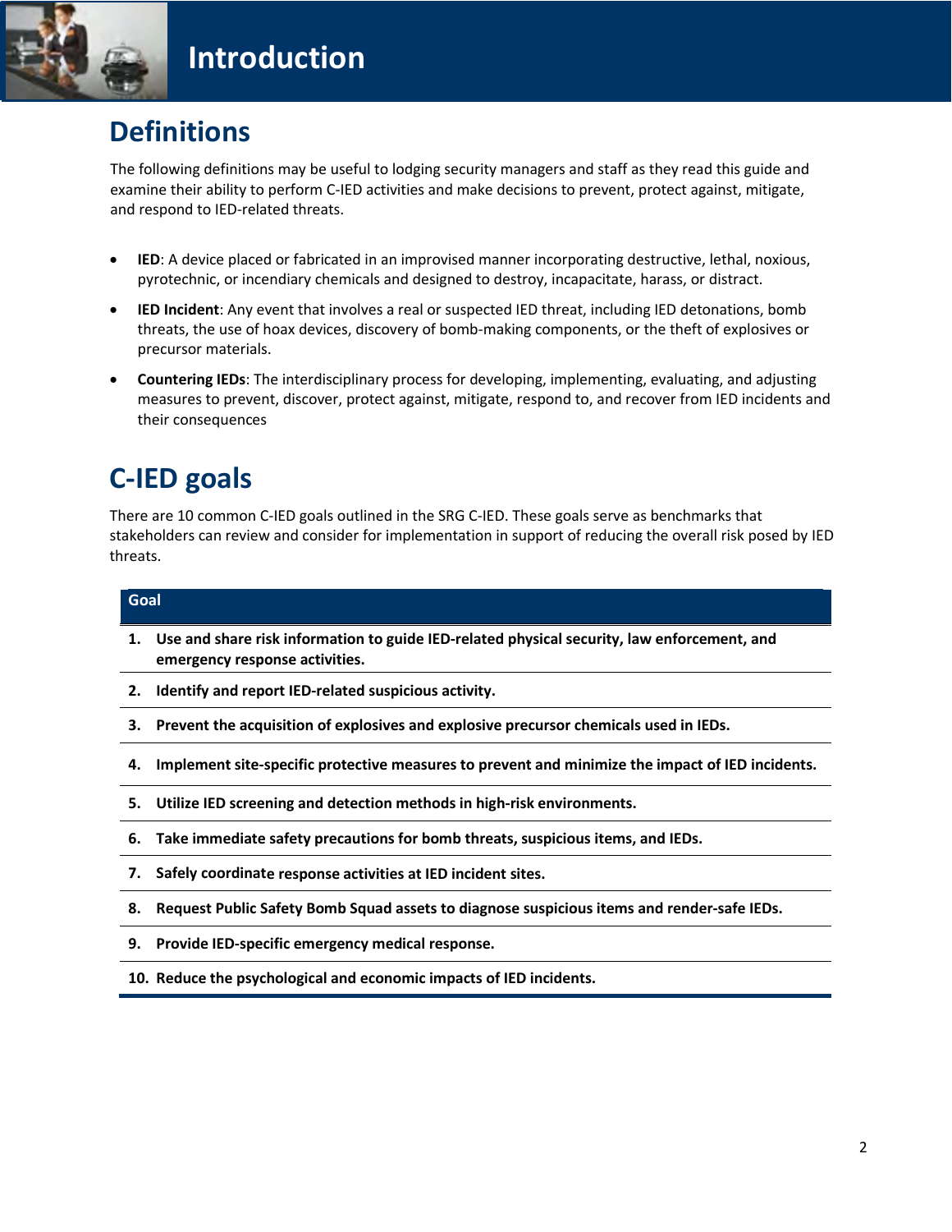# Introduction

## Definitions

The following definitions may be useful to lodging security managers and staff as they read this guide and examine their ability to perform C-IED activities and make decisions to prevent, protect against, mitigate, and respond to IED-related threats.

- **IED**: A device placed or fabricated in an improvised manner incorporating destructive, lethal, noxious, pyrotechnic, or incendiary chemicals and designed to destroy, incapacitate, harass, or distract.
- **IED Incident**: Any event that involves a real or suspected IED threat, including IED detonations, bomb threats, the use of hoax devices, discovery of bomb-making components, or the theft of explosives or precursor materials.
- **Countering IEDs**: The interdisciplinary process for developing, implementing, evaluating, and adjusting measures to prevent, discover, protect against, mitigate, respond to, and recover from IED incidents and their consequences

## C-IED goals

There are 10 common C-IED goals outlined in the SRG C-IED. These goals serve as benchmarks that stakeholders can review and consider for implementation in support of reducing the overall risk posed by IED threats.

| Goal |
|---|
| **1. Use and share risk information to guide IED-related physical security, law enforcement, and emergency response activities.** |
| **2. Identify and report IED-related suspicious activity.** |
| **3. Prevent the acquisition of explosives and explosive precursor chemicals used in IEDs.** |
| **4. Implement site-specific protective measures to prevent and minimize the impact of IED incidents.** |
| **5. Utilize IED screening and detection methods in high-risk environments.** |
| **6. Take immediate safety precautions for bomb threats, suspicious items, and IEDs.** |
| **7. Safely coordinate response activities at IED incident sites.** |
| **8. Request Public Safety Bomb Squad assets to diagnose suspicious items and render-safe IEDs.** |
| **9. Provide IED-specific emergency medical response.** |
| **10. Reduce the psychological and economic impacts of IED incidents.** |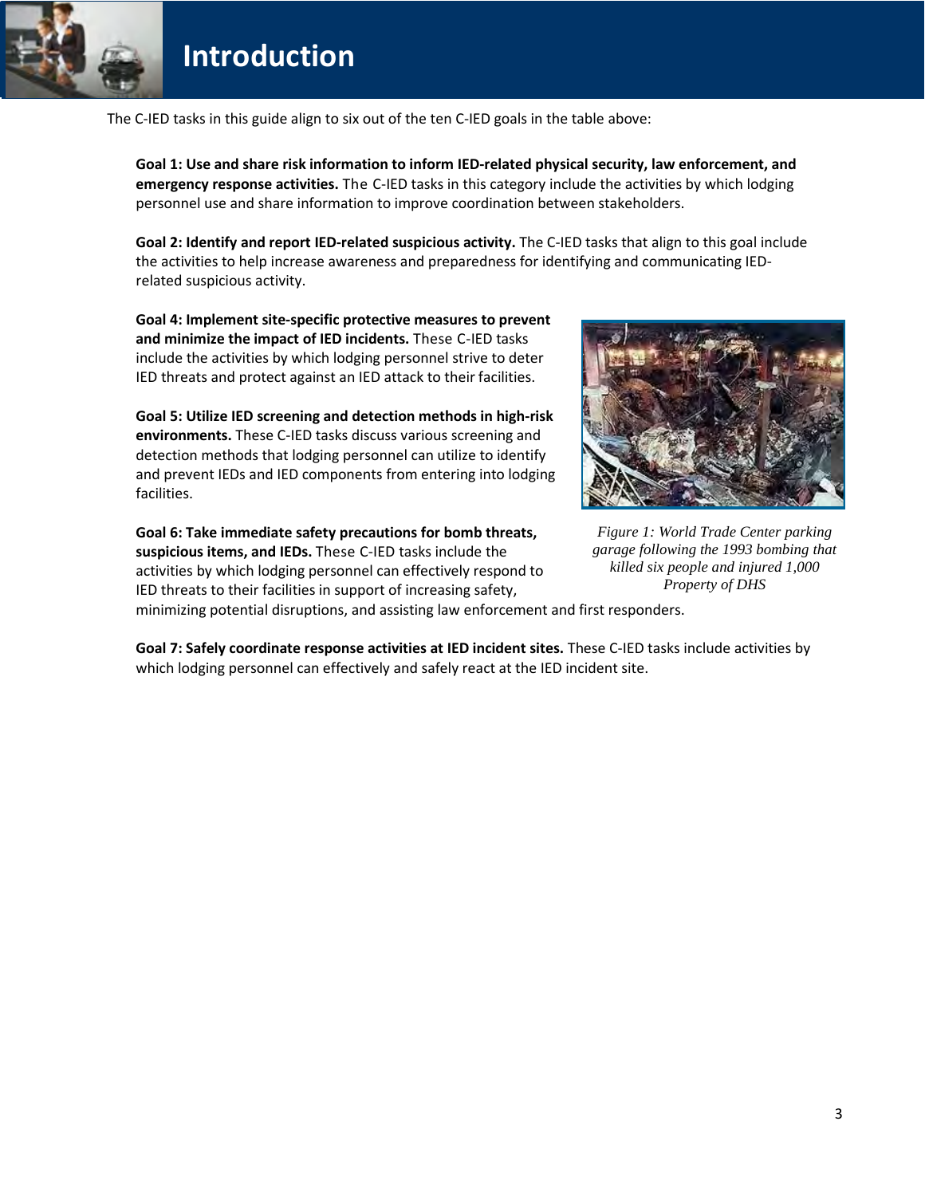# Introduction

The C-IED tasks in this guide align to six out of the ten C-IED goals in the table above:

**Goal 1: Use and share risk information to inform IED-related physical security, law enforcement, and emergency response activities.** The C-IED tasks in this category include the activities by which lodging personnel use and share information to improve coordination between stakeholders.

**Goal 2: Identify and report IED-related suspicious activity.** The C-IED tasks that align to this goal include the activities to help increase awareness and preparedness for identifying and communicating IED-related suspicious activity.

**Goal 4: Implement site-specific protective measures to prevent and minimize the impact of IED incidents.** These C-IED tasks include the activities by which lodging personnel strive to deter IED threats and protect against an IED attack to their facilities.

**Goal 5: Utilize IED screening and detection methods in high-risk environments.** These C-IED tasks discuss various screening and detection methods that lodging personnel can utilize to identify and prevent IEDs and IED components from entering into lodging facilities.

*Figure 1: World Trade Center parking garage following the 1993 bombing that killed six people and injured 1,000 Property of DHS*

**Goal 6: Take immediate safety precautions for bomb threats, suspicious items, and IEDs.** These C-IED tasks include the activities by which lodging personnel can effectively respond to IED threats to their facilities in support of increasing safety, minimizing potential disruptions, and assisting law enforcement and first responders.

**Goal 7: Safely coordinate response activities at IED incident sites.** These C-IED tasks include activities by which lodging personnel can effectively and safely react at the IED incident site.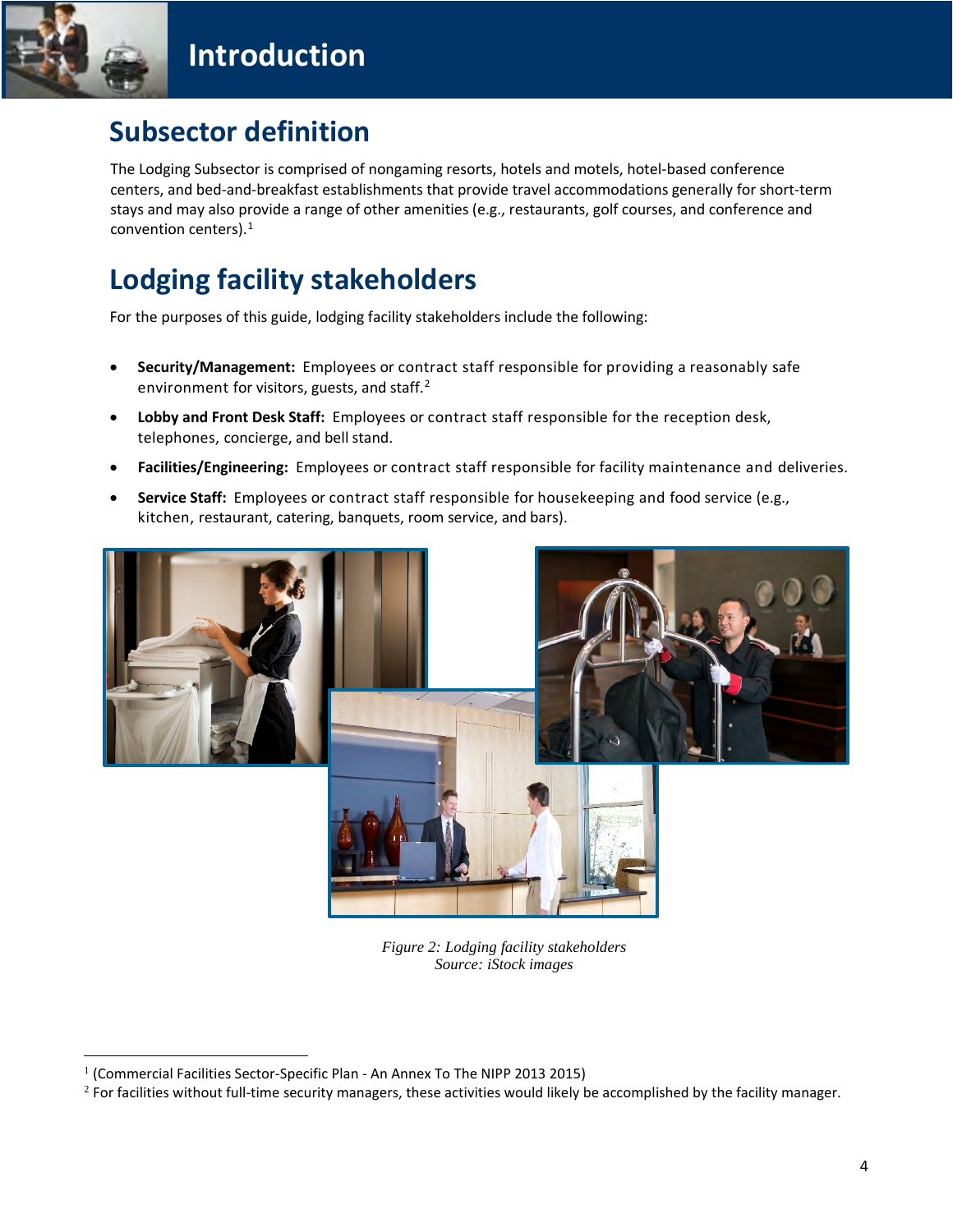# Introduction

## Subsector definition

The Lodging Subsector is comprised of nongaming resorts, hotels and motels, hotel-based conference centers, and bed-and-breakfast establishments that provide travel accommodations generally for short-term stays and may also provide a range of other amenities (e.g., restaurants, golf courses, and conference and convention centers).[1]

## Lodging facility stakeholders

For the purposes of this guide, lodging facility stakeholders include the following:

- **Security/Management:** Employees or contract staff responsible for providing a reasonably safe environment for visitors, guests, and staff.[2]
- **Lobby and Front Desk Staff:** Employees or contract staff responsible for the reception desk, telephones, concierge, and bell stand.
- **Facilities/Engineering:** Employees or contract staff responsible for facility maintenance and deliveries.
- **Service Staff:** Employees or contract staff responsible for housekeeping and food service (e.g., kitchen, restaurant, catering, banquets, room service, and bars).

*Figure 2: Lodging facility stakeholders*
*Source: iStock images*

[1] (Commercial Facilities Sector-Specific Plan - An Annex To The NIPP 2013 2015)

[2] For facilities without full-time security managers, these activities would likely be accomplished by the facility manager.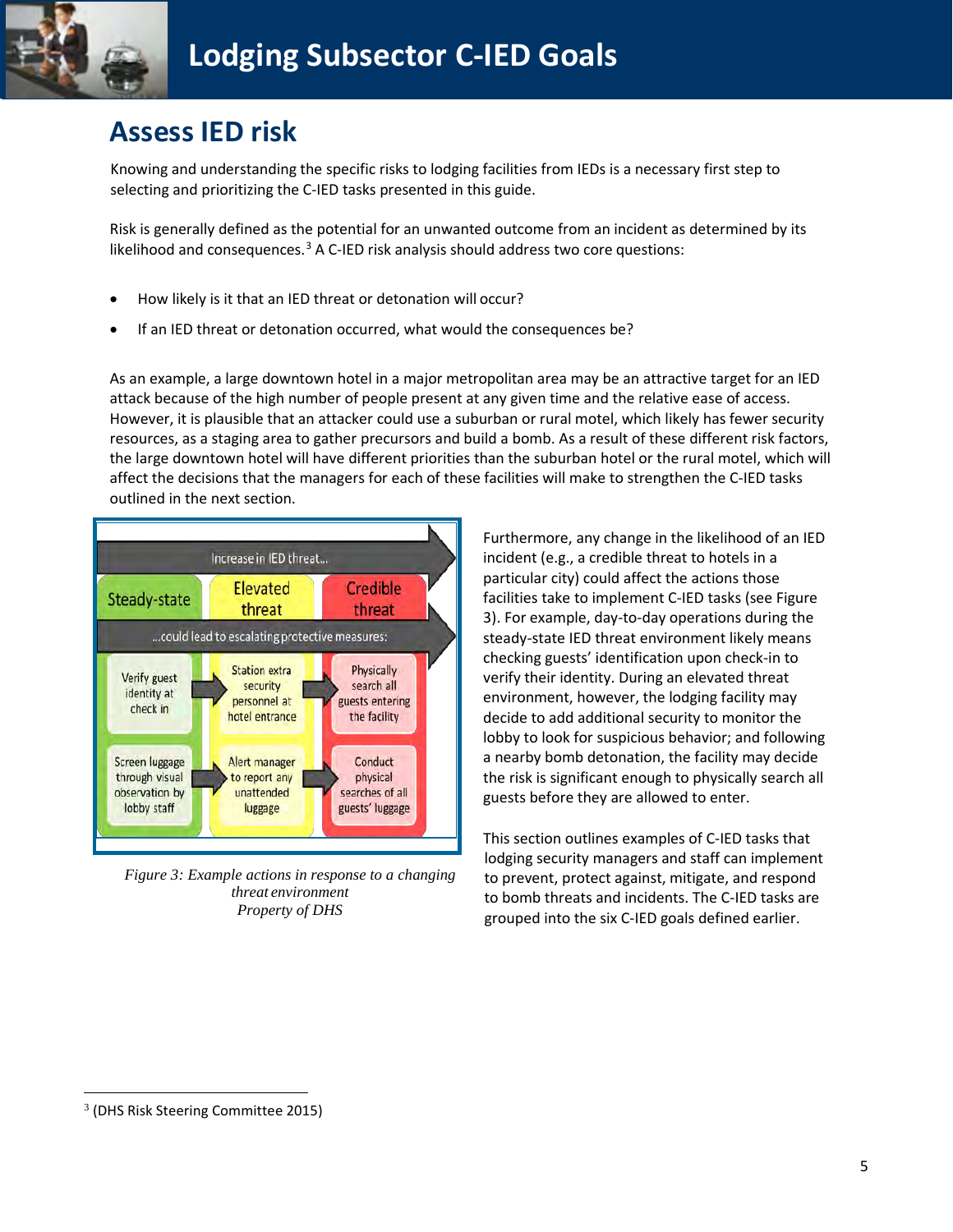# Lodging Subsector C-IED Goals

## Assess IED risk

Knowing and understanding the specific risks to lodging facilities from IEDs is a necessary first step to selecting and prioritizing the C-IED tasks presented in this guide.

Risk is generally defined as the potential for an unwanted outcome from an incident as determined by its likelihood and consequences.[3] A C-IED risk analysis should address two core questions:

- How likely is it that an IED threat or detonation will occur?
- If an IED threat or detonation occurred, what would the consequences be?

As an example, a large downtown hotel in a major metropolitan area may be an attractive target for an IED attack because of the high number of people present at any given time and the relative ease of access. However, it is plausible that an attacker could use a suburban or rural motel, which likely has fewer security resources, as a staging area to gather precursors and build a bomb. As a result of these different risk factors, the large downtown hotel will have different priorities than the suburban hotel or the rural motel, which will affect the decisions that the managers for each of these facilities will make to strengthen the C-IED tasks outlined in the next section.

| Steady-state | Elevated threat | Credible threat |
|---|---|---|
| Verify guest identity at check in | Station extra security personnel at hotel entrance | Physically search all guests entering the facility |
| Screen luggage through visual observation by lobby staff | Alert manager to report any unattended luggage | Conduct physical searches of all guests' luggage |

*Figure 3: Example actions in response to a changing threat environment*
*Property of DHS*

Furthermore, any change in the likelihood of an IED incident (e.g., a credible threat to hotels in a particular city) could affect the actions those facilities take to implement C-IED tasks (see Figure 3). For example, day-to-day operations during the steady-state IED threat environment likely means checking guests' identification upon check-in to verify their identity. During an elevated threat environment, however, the lodging facility may decide to add additional security to monitor the lobby to look for suspicious behavior; and following a nearby bomb detonation, the facility may decide the risk is significant enough to physically search all guests before they are allowed to enter.

This section outlines examples of C-IED tasks that lodging security managers and staff can implement to prevent, protect against, mitigate, and respond to bomb threats and incidents. The C-IED tasks are grouped into the six C-IED goals defined earlier.

[3] (DHS Risk Steering Committee 2015)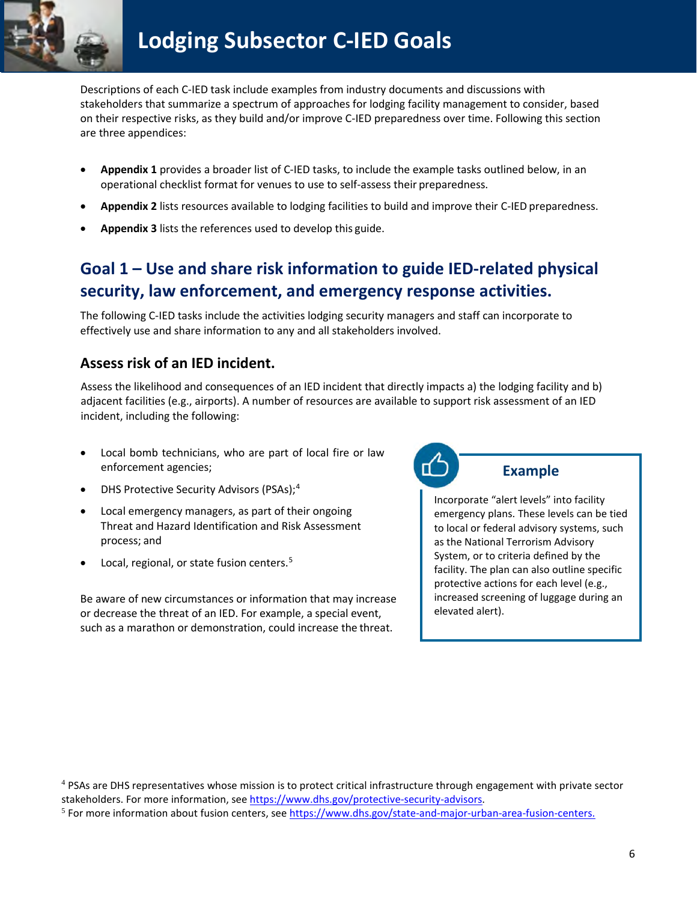# Lodging Subsector C-IED Goals

Descriptions of each C-IED task include examples from industry documents and discussions with stakeholders that summarize a spectrum of approaches for lodging facility management to consider, based on their respective risks, as they build and/or improve C-IED preparedness over time. Following this section are three appendices:

- **Appendix 1** provides a broader list of C-IED tasks, to include the example tasks outlined below, in an operational checklist format for venues to use to self-assess their preparedness.
- **Appendix 2** lists resources available to lodging facilities to build and improve their C-IED preparedness.
- **Appendix 3** lists the references used to develop this guide.

## Goal 1 – Use and share risk information to guide IED-related physical security, law enforcement, and emergency response activities.

The following C-IED tasks include the activities lodging security managers and staff can incorporate to effectively use and share information to any and all stakeholders involved.

### Assess risk of an IED incident.

Assess the likelihood and consequences of an IED incident that directly impacts a) the lodging facility and b) adjacent facilities (e.g., airports). A number of resources are available to support risk assessment of an IED incident, including the following:

- Local bomb technicians, who are part of local fire or law enforcement agencies;
- DHS Protective Security Advisors (PSAs);[4]
- Local emergency managers, as part of their ongoing Threat and Hazard Identification and Risk Assessment process; and
- Local, regional, or state fusion centers.[5]

Be aware of new circumstances or information that may increase or decrease the threat of an IED. For example, a special event, such as a marathon or demonstration, could increase the threat.

**Example**

Incorporate "alert levels" into facility emergency plans. These levels can be tied to local or federal advisory systems, such as the National Terrorism Advisory System, or to criteria defined by the facility. The plan can also outline specific protective actions for each level (e.g., increased screening of luggage during an elevated alert).

[4] PSAs are DHS representatives whose mission is to protect critical infrastructure through engagement with private sector stakeholders. For more information, see https://www.dhs.gov/protective-security-advisors.

[5] For more information about fusion centers, see https://www.dhs.gov/state-and-major-urban-area-fusion-centers.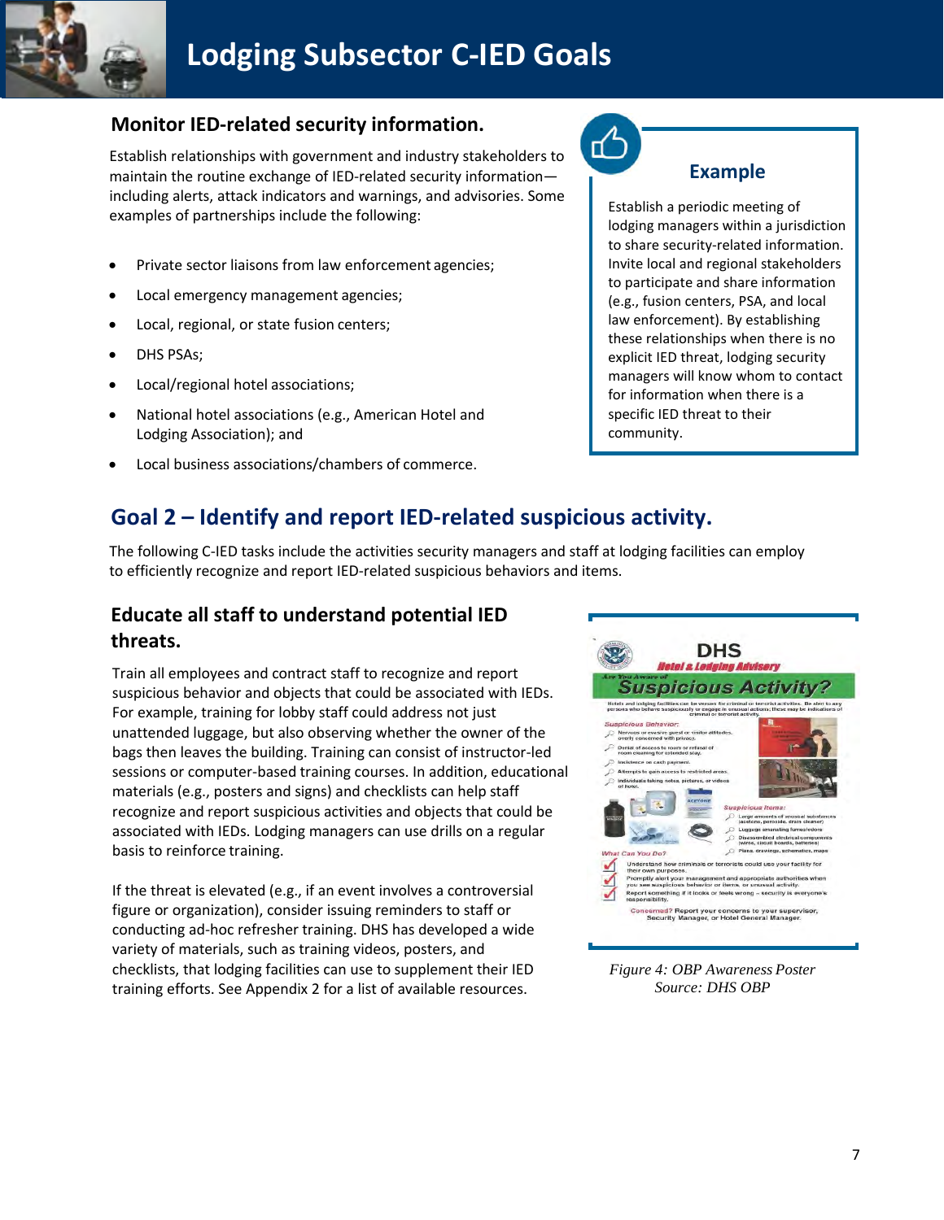# Lodging Subsector C-IED Goals

### Monitor IED-related security information.

Establish relationships with government and industry stakeholders to maintain the routine exchange of IED-related security information—including alerts, attack indicators and warnings, and advisories. Some examples of partnerships include the following:

- Private sector liaisons from law enforcement agencies;
- Local emergency management agencies;
- Local, regional, or state fusion centers;
- DHS PSAs;
- Local/regional hotel associations;
- National hotel associations (e.g., American Hotel and Lodging Association); and
- Local business associations/chambers of commerce.

> **Example**
>
> Establish a periodic meeting of lodging managers within a jurisdiction to share security-related information. Invite local and regional stakeholders to participate and share information (e.g., fusion centers, PSA, and local law enforcement). By establishing these relationships when there is no explicit IED threat, lodging security managers will know whom to contact for information when there is a specific IED threat to their community.

## Goal 2 – Identify and report IED-related suspicious activity.

The following C-IED tasks include the activities security managers and staff at lodging facilities can employ to efficiently recognize and report IED-related suspicious behaviors and items.

### Educate all staff to understand potential IED threats.

Train all employees and contract staff to recognize and report suspicious behavior and objects that could be associated with IEDs. For example, training for lobby staff could address not just unattended luggage, but also observing whether the owner of the bags then leaves the building. Training can consist of instructor-led sessions or computer-based training courses. In addition, educational materials (e.g., posters and signs) and checklists can help staff recognize and report suspicious activities and objects that could be associated with IEDs. Lodging managers can use drills on a regular basis to reinforce training.

If the threat is elevated (e.g., if an event involves a controversial figure or organization), consider issuing reminders to staff or conducting ad-hoc refresher training. DHS has developed a wide variety of materials, such as training videos, posters, and checklists, that lodging facilities can use to supplement their IED training efforts. See Appendix 2 for a list of available resources.

*Figure 4: OBP Awareness Poster*
*Source: DHS OBP*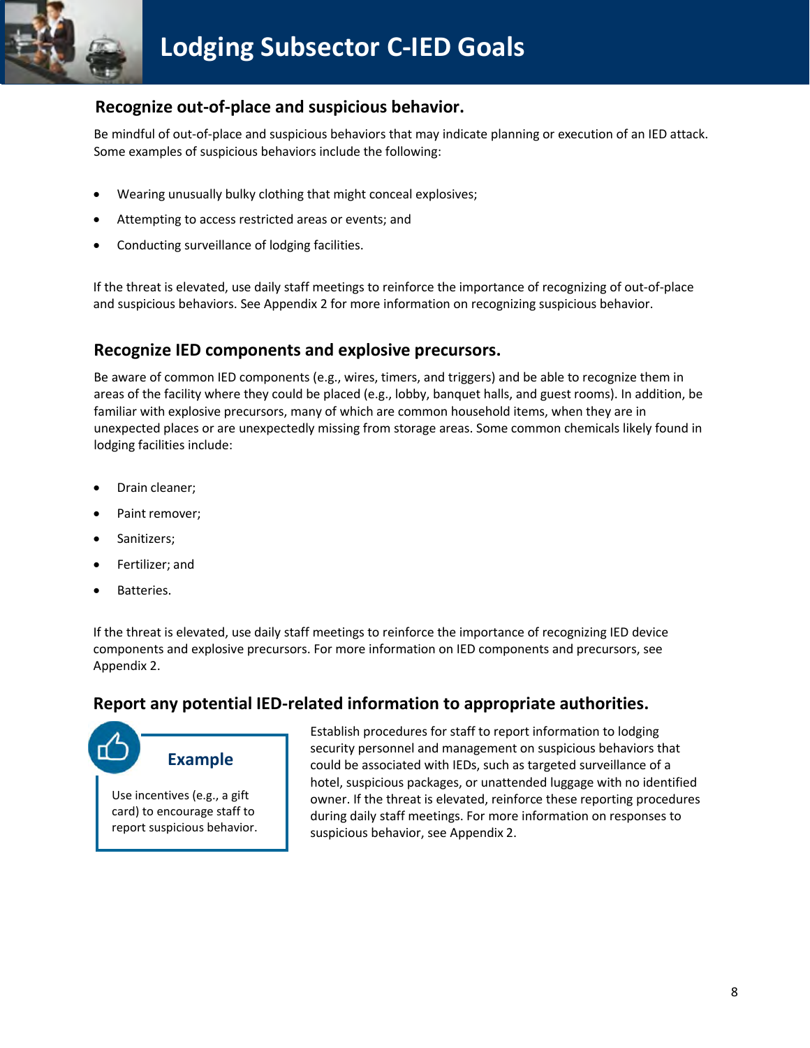# Lodging Subsector C-IED Goals

## Recognize out-of-place and suspicious behavior.

Be mindful of out-of-place and suspicious behaviors that may indicate planning or execution of an IED attack. Some examples of suspicious behaviors include the following:

- Wearing unusually bulky clothing that might conceal explosives;
- Attempting to access restricted areas or events; and
- Conducting surveillance of lodging facilities.

If the threat is elevated, use daily staff meetings to reinforce the importance of recognizing of out-of-place and suspicious behaviors. See Appendix 2 for more information on recognizing suspicious behavior.

## Recognize IED components and explosive precursors.

Be aware of common IED components (e.g., wires, timers, and triggers) and be able to recognize them in areas of the facility where they could be placed (e.g., lobby, banquet halls, and guest rooms). In addition, be familiar with explosive precursors, many of which are common household items, when they are in unexpected places or are unexpectedly missing from storage areas. Some common chemicals likely found in lodging facilities include:

- Drain cleaner;
- Paint remover;
- Sanitizers;
- Fertilizer; and
- Batteries.

If the threat is elevated, use daily staff meetings to reinforce the importance of recognizing IED device components and explosive precursors. For more information on IED components and precursors, see Appendix 2.

## Report any potential IED-related information to appropriate authorities.

**Example**

Use incentives (e.g., a gift card) to encourage staff to report suspicious behavior.

Establish procedures for staff to report information to lodging security personnel and management on suspicious behaviors that could be associated with IEDs, such as targeted surveillance of a hotel, suspicious packages, or unattended luggage with no identified owner. If the threat is elevated, reinforce these reporting procedures during daily staff meetings. For more information on responses to suspicious behavior, see Appendix 2.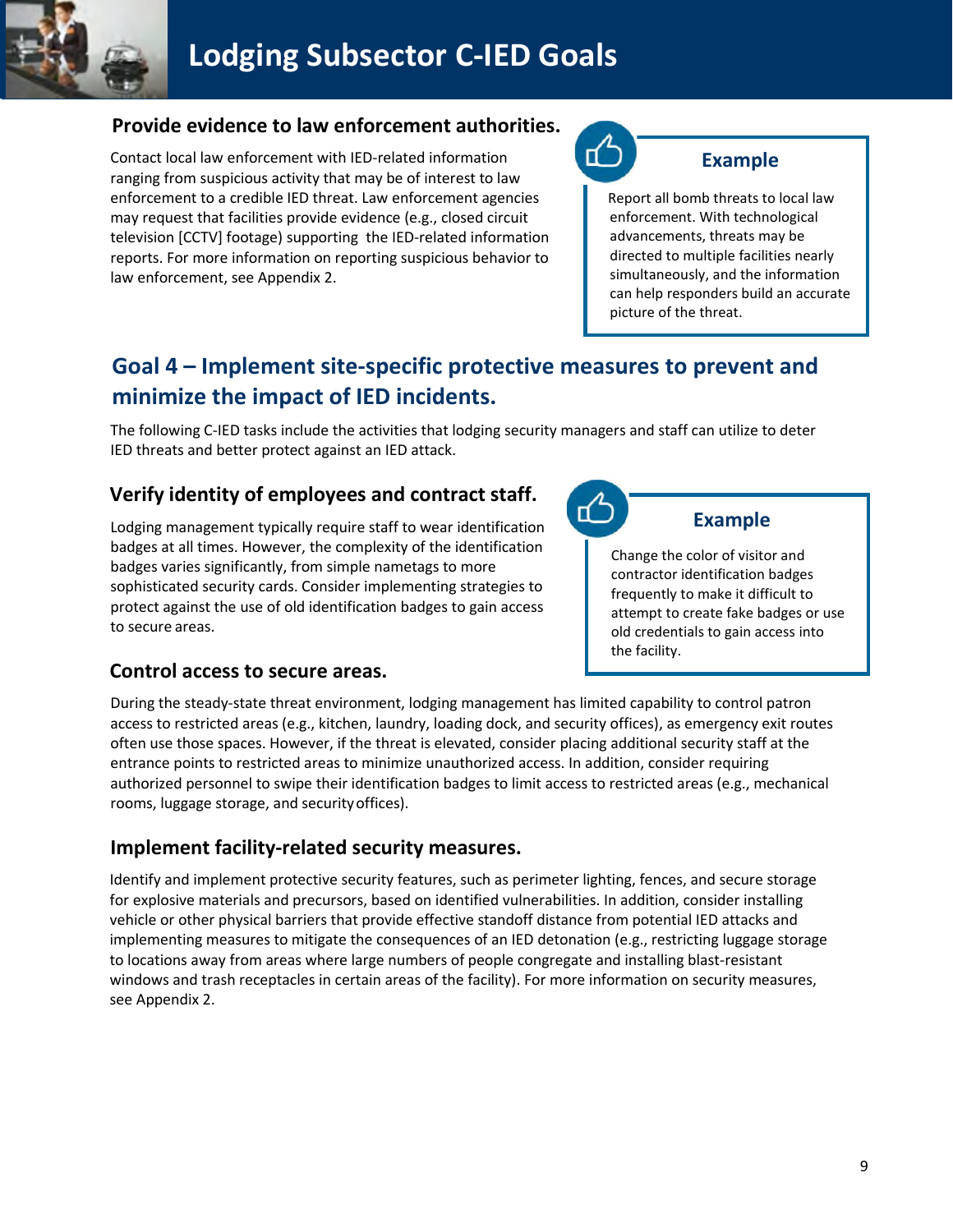# Lodging Subsector C-IED Goals

### Provide evidence to law enforcement authorities.

Contact local law enforcement with IED-related information ranging from suspicious activity that may be of interest to law enforcement to a credible IED threat. Law enforcement agencies may request that facilities provide evidence (e.g., closed circuit television [CCTV] footage) supporting the IED-related information reports. For more information on reporting suspicious behavior to law enforcement, see Appendix 2.

> **Example**
>
> Report all bomb threats to local law enforcement. With technological advancements, threats may be directed to multiple facilities nearly simultaneously, and the information can help responders build an accurate picture of the threat.

## Goal 4 – Implement site-specific protective measures to prevent and minimize the impact of IED incidents.

The following C-IED tasks include the activities that lodging security managers and staff can utilize to deter IED threats and better protect against an IED attack.

### Verify identity of employees and contract staff.

Lodging management typically require staff to wear identification badges at all times. However, the complexity of the identification badges varies significantly, from simple nametags to more sophisticated security cards. Consider implementing strategies to protect against the use of old identification badges to gain access to secure areas.

> **Example**
>
> Change the color of visitor and contractor identification badges frequently to make it difficult to attempt to create fake badges or use old credentials to gain access into the facility.

### Control access to secure areas.

During the steady-state threat environment, lodging management has limited capability to control patron access to restricted areas (e.g., kitchen, laundry, loading dock, and security offices), as emergency exit routes often use those spaces. However, if the threat is elevated, consider placing additional security staff at the entrance points to restricted areas to minimize unauthorized access. In addition, consider requiring authorized personnel to swipe their identification badges to limit access to restricted areas (e.g., mechanical rooms, luggage storage, and security offices).

### Implement facility-related security measures.

Identify and implement protective security features, such as perimeter lighting, fences, and secure storage for explosive materials and precursors, based on identified vulnerabilities. In addition, consider installing vehicle or other physical barriers that provide effective standoff distance from potential IED attacks and implementing measures to mitigate the consequences of an IED detonation (e.g., restricting luggage storage to locations away from areas where large numbers of people congregate and installing blast-resistant windows and trash receptacles in certain areas of the facility). For more information on security measures, see Appendix 2.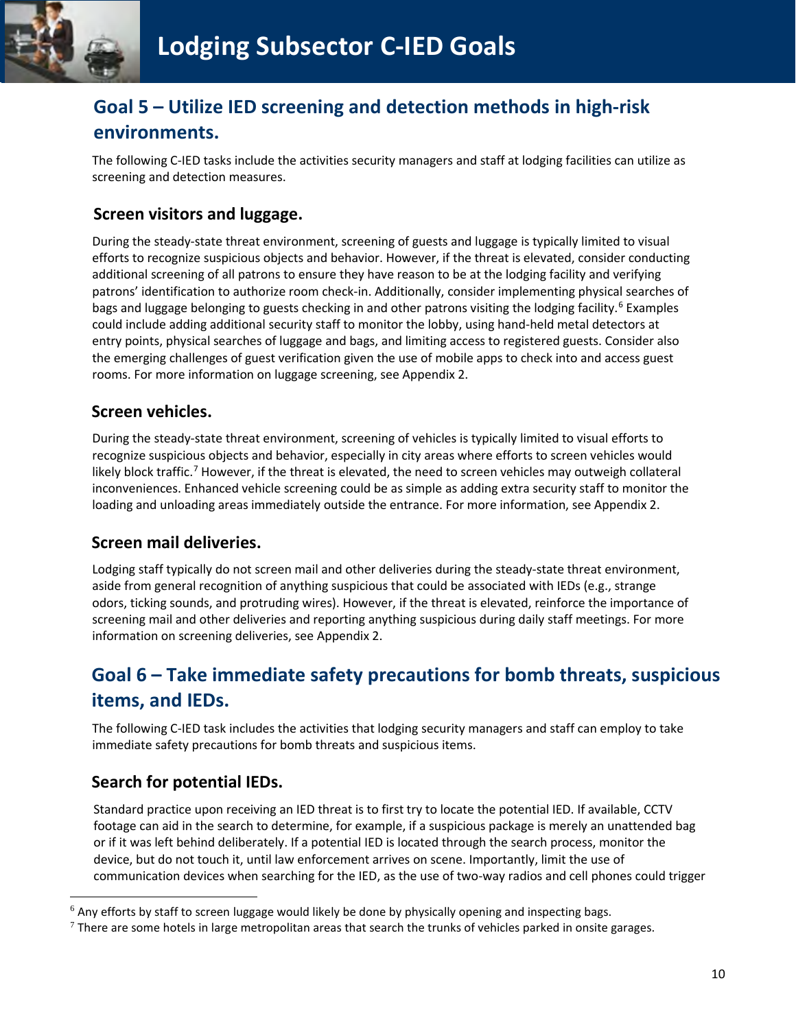# Lodging Subsector C-IED Goals

## Goal 5 – Utilize IED screening and detection methods in high-risk environments.

The following C-IED tasks include the activities security managers and staff at lodging facilities can utilize as screening and detection measures.

### Screen visitors and luggage.

During the steady-state threat environment, screening of guests and luggage is typically limited to visual efforts to recognize suspicious objects and behavior. However, if the threat is elevated, consider conducting additional screening of all patrons to ensure they have reason to be at the lodging facility and verifying patrons' identification to authorize room check-in. Additionally, consider implementing physical searches of bags and luggage belonging to guests checking in and other patrons visiting the lodging facility.[6] Examples could include adding additional security staff to monitor the lobby, using hand-held metal detectors at entry points, physical searches of luggage and bags, and limiting access to registered guests. Consider also the emerging challenges of guest verification given the use of mobile apps to check into and access guest rooms. For more information on luggage screening, see Appendix 2.

### Screen vehicles.

During the steady-state threat environment, screening of vehicles is typically limited to visual efforts to recognize suspicious objects and behavior, especially in city areas where efforts to screen vehicles would likely block traffic.[7] However, if the threat is elevated, the need to screen vehicles may outweigh collateral inconveniences. Enhanced vehicle screening could be as simple as adding extra security staff to monitor the loading and unloading areas immediately outside the entrance. For more information, see Appendix 2.

### Screen mail deliveries.

Lodging staff typically do not screen mail and other deliveries during the steady-state threat environment, aside from general recognition of anything suspicious that could be associated with IEDs (e.g., strange odors, ticking sounds, and protruding wires). However, if the threat is elevated, reinforce the importance of screening mail and other deliveries and reporting anything suspicious during daily staff meetings. For more information on screening deliveries, see Appendix 2.

## Goal 6 – Take immediate safety precautions for bomb threats, suspicious items, and IEDs.

The following C-IED task includes the activities that lodging security managers and staff can employ to take immediate safety precautions for bomb threats and suspicious items.

### Search for potential IEDs.

Standard practice upon receiving an IED threat is to first try to locate the potential IED. If available, CCTV footage can aid in the search to determine, for example, if a suspicious package is merely an unattended bag or if it was left behind deliberately. If a potential IED is located through the search process, monitor the device, but do not touch it, until law enforcement arrives on scene. Importantly, limit the use of communication devices when searching for the IED, as the use of two-way radios and cell phones could trigger

---

[6] Any efforts by staff to screen luggage would likely be done by physically opening and inspecting bags.

[7] There are some hotels in large metropolitan areas that search the trunks of vehicles parked in onsite garages.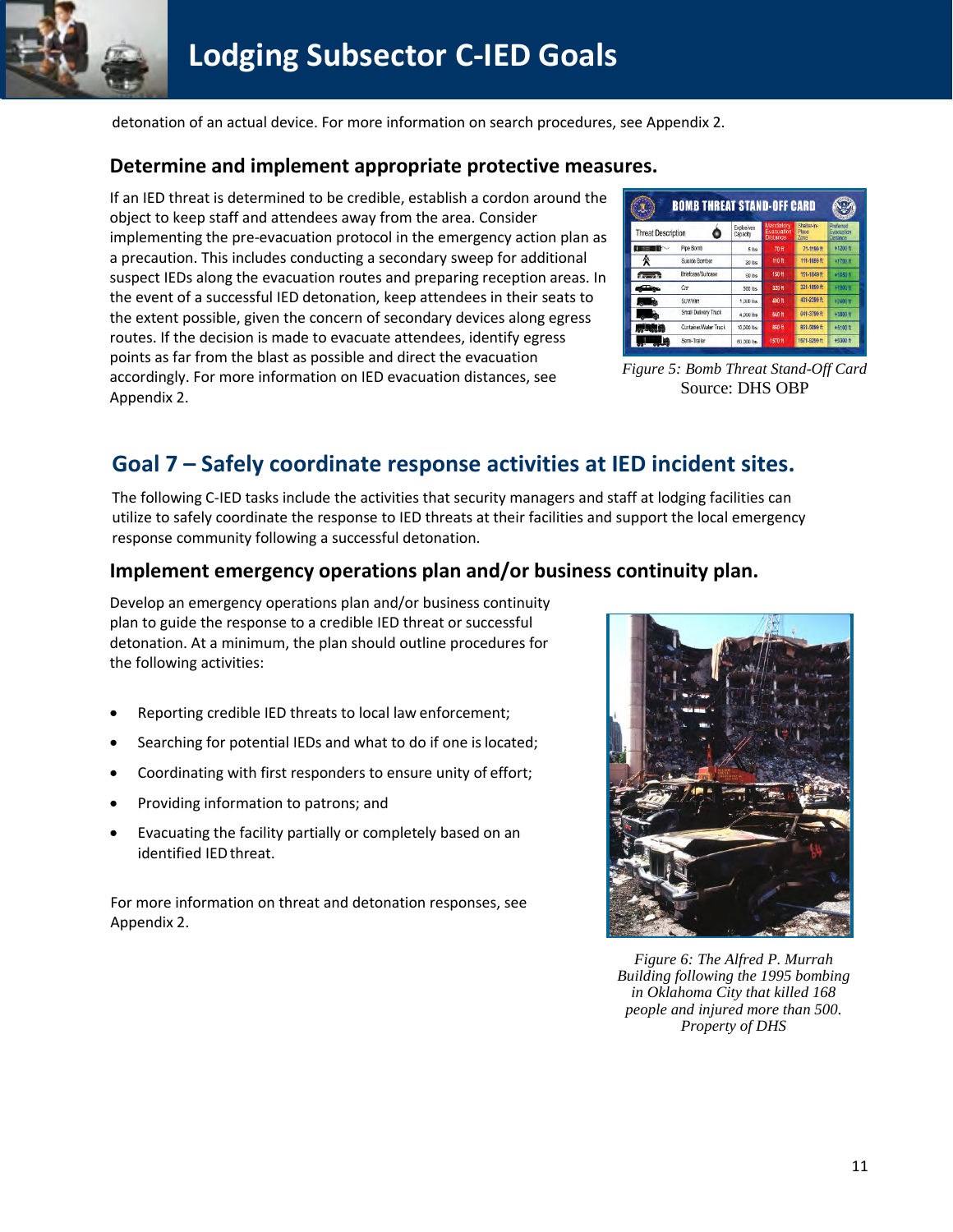detonation of an actual device. For more information on search procedures, see Appendix 2.

### Determine and implement appropriate protective measures.

If an IED threat is determined to be credible, establish a cordon around the object to keep staff and attendees away from the area. Consider implementing the pre-evacuation protocol in the emergency action plan as a precaution. This includes conducting a secondary sweep for additional suspect IEDs along the evacuation routes and preparing reception areas. In the event of a successful IED detonation, keep attendees in their seats to the extent possible, given the concern of secondary devices along egress routes. If the decision is made to evacuate attendees, identify egress points as far from the blast as possible and direct the evacuation accordingly. For more information on IED evacuation distances, see Appendix 2.

*Figure 5: Bomb Threat Stand-Off Card*
Source: DHS OBP

## Goal 7 – Safely coordinate response activities at IED incident sites.

The following C-IED tasks include the activities that security managers and staff at lodging facilities can utilize to safely coordinate the response to IED threats at their facilities and support the local emergency response community following a successful detonation.

### Implement emergency operations plan and/or business continuity plan.

Develop an emergency operations plan and/or business continuity plan to guide the response to a credible IED threat or successful detonation. At a minimum, the plan should outline procedures for the following activities:

- Reporting credible IED threats to local law enforcement;
- Searching for potential IEDs and what to do if one is located;
- Coordinating with first responders to ensure unity of effort;
- Providing information to patrons; and
- Evacuating the facility partially or completely based on an identified IED threat.

For more information on threat and detonation responses, see Appendix 2.

*Figure 6: The Alfred P. Murrah Building following the 1995 bombing in Oklahoma City that killed 168 people and injured more than 500. Property of DHS*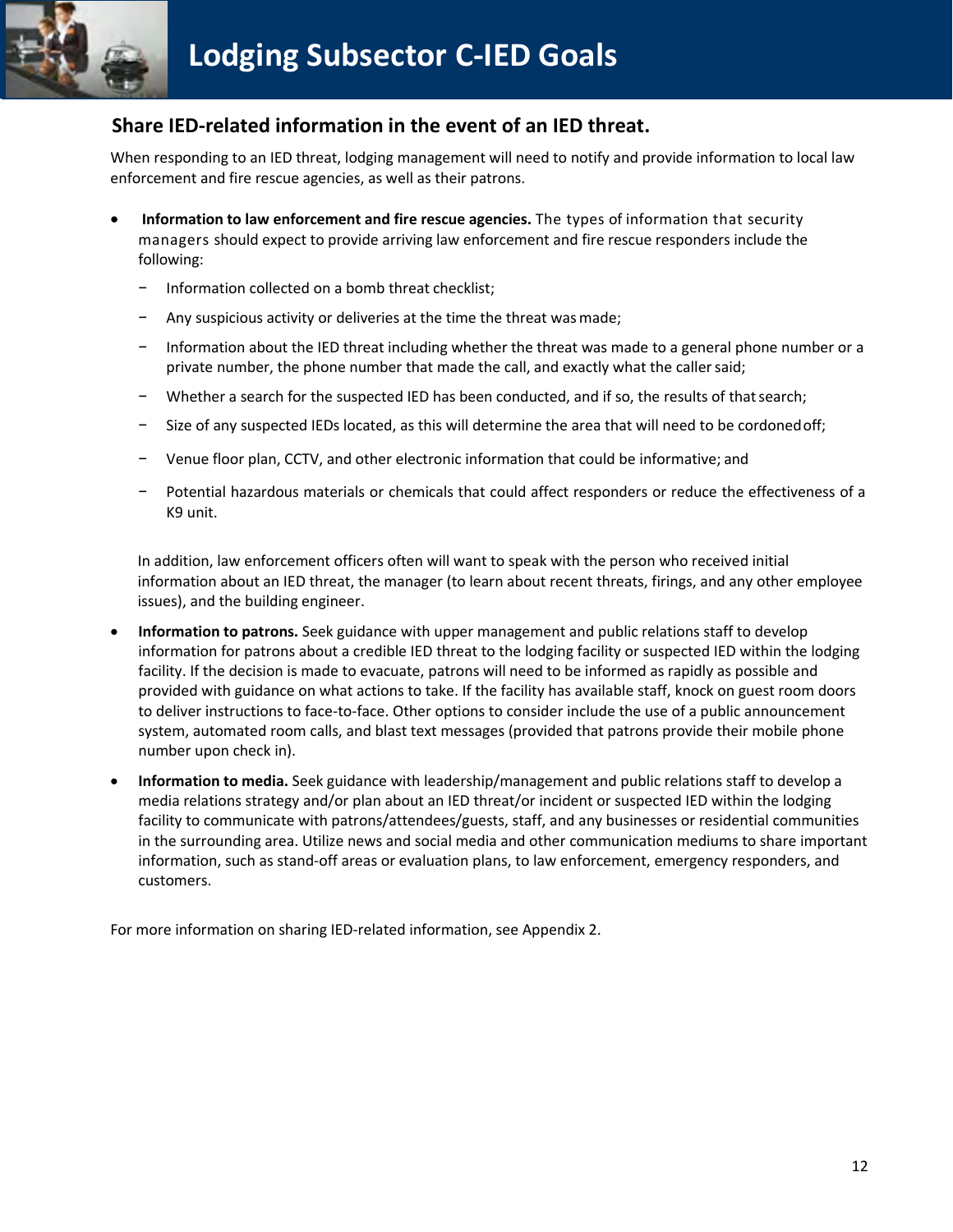# Lodging Subsector C-IED Goals

## Share IED-related information in the event of an IED threat.

When responding to an IED threat, lodging management will need to notify and provide information to local law enforcement and fire rescue agencies, as well as their patrons.

- **Information to law enforcement and fire rescue agencies.** The types of information that security managers should expect to provide arriving law enforcement and fire rescue responders include the following:
  - Information collected on a bomb threat checklist;
  - Any suspicious activity or deliveries at the time the threat was made;
  - Information about the IED threat including whether the threat was made to a general phone number or a private number, the phone number that made the call, and exactly what the caller said;
  - Whether a search for the suspected IED has been conducted, and if so, the results of that search;
  - Size of any suspected IEDs located, as this will determine the area that will need to be cordoned off;
  - Venue floor plan, CCTV, and other electronic information that could be informative; and
  - Potential hazardous materials or chemicals that could affect responders or reduce the effectiveness of a K9 unit.

  In addition, law enforcement officers often will want to speak with the person who received initial information about an IED threat, the manager (to learn about recent threats, firings, and any other employee issues), and the building engineer.

- **Information to patrons.** Seek guidance with upper management and public relations staff to develop information for patrons about a credible IED threat to the lodging facility or suspected IED within the lodging facility. If the decision is made to evacuate, patrons will need to be informed as rapidly as possible and provided with guidance on what actions to take. If the facility has available staff, knock on guest room doors to deliver instructions to face-to-face. Other options to consider include the use of a public announcement system, automated room calls, and blast text messages (provided that patrons provide their mobile phone number upon check in).

- **Information to media.** Seek guidance with leadership/management and public relations staff to develop a media relations strategy and/or plan about an IED threat/or incident or suspected IED within the lodging facility to communicate with patrons/attendees/guests, staff, and any businesses or residential communities in the surrounding area. Utilize news and social media and other communication mediums to share important information, such as stand-off areas or evaluation plans, to law enforcement, emergency responders, and customers.

For more information on sharing IED-related information, see Appendix 2.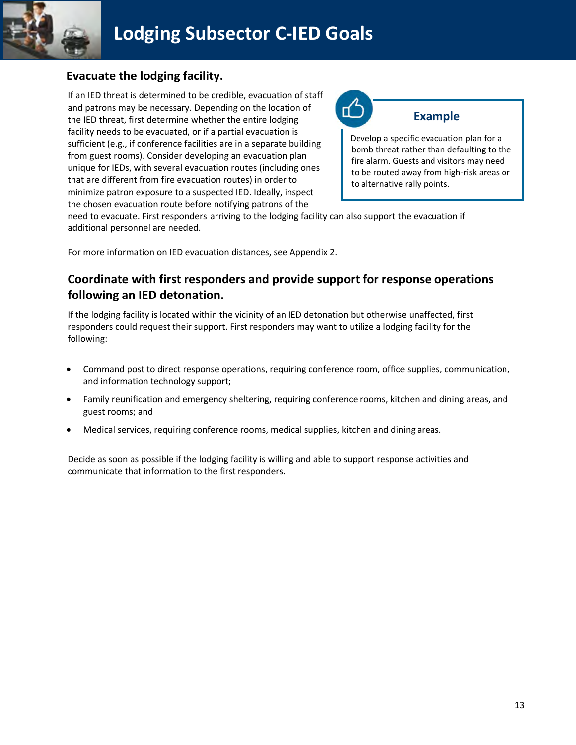# Lodging Subsector C-IED Goals

## Evacuate the lodging facility.

If an IED threat is determined to be credible, evacuation of staff and patrons may be necessary. Depending on the location of the IED threat, first determine whether the entire lodging facility needs to be evacuated, or if a partial evacuation is sufficient (e.g., if conference facilities are in a separate building from guest rooms). Consider developing an evacuation plan unique for IEDs, with several evacuation routes (including ones that are different from fire evacuation routes) in order to minimize patron exposure to a suspected IED. Ideally, inspect the chosen evacuation route before notifying patrons of the need to evacuate. First responders arriving to the lodging facility can also support the evacuation if additional personnel are needed.

> **Example**
>
> Develop a specific evacuation plan for a bomb threat rather than defaulting to the fire alarm. Guests and visitors may need to be routed away from high-risk areas or to alternative rally points.

For more information on IED evacuation distances, see Appendix 2.

## Coordinate with first responders and provide support for response operations following an IED detonation.

If the lodging facility is located within the vicinity of an IED detonation but otherwise unaffected, first responders could request their support. First responders may want to utilize a lodging facility for the following:

- Command post to direct response operations, requiring conference room, office supplies, communication, and information technology support;
- Family reunification and emergency sheltering, requiring conference rooms, kitchen and dining areas, and guest rooms; and
- Medical services, requiring conference rooms, medical supplies, kitchen and dining areas.

Decide as soon as possible if the lodging facility is willing and able to support response activities and communicate that information to the first responders.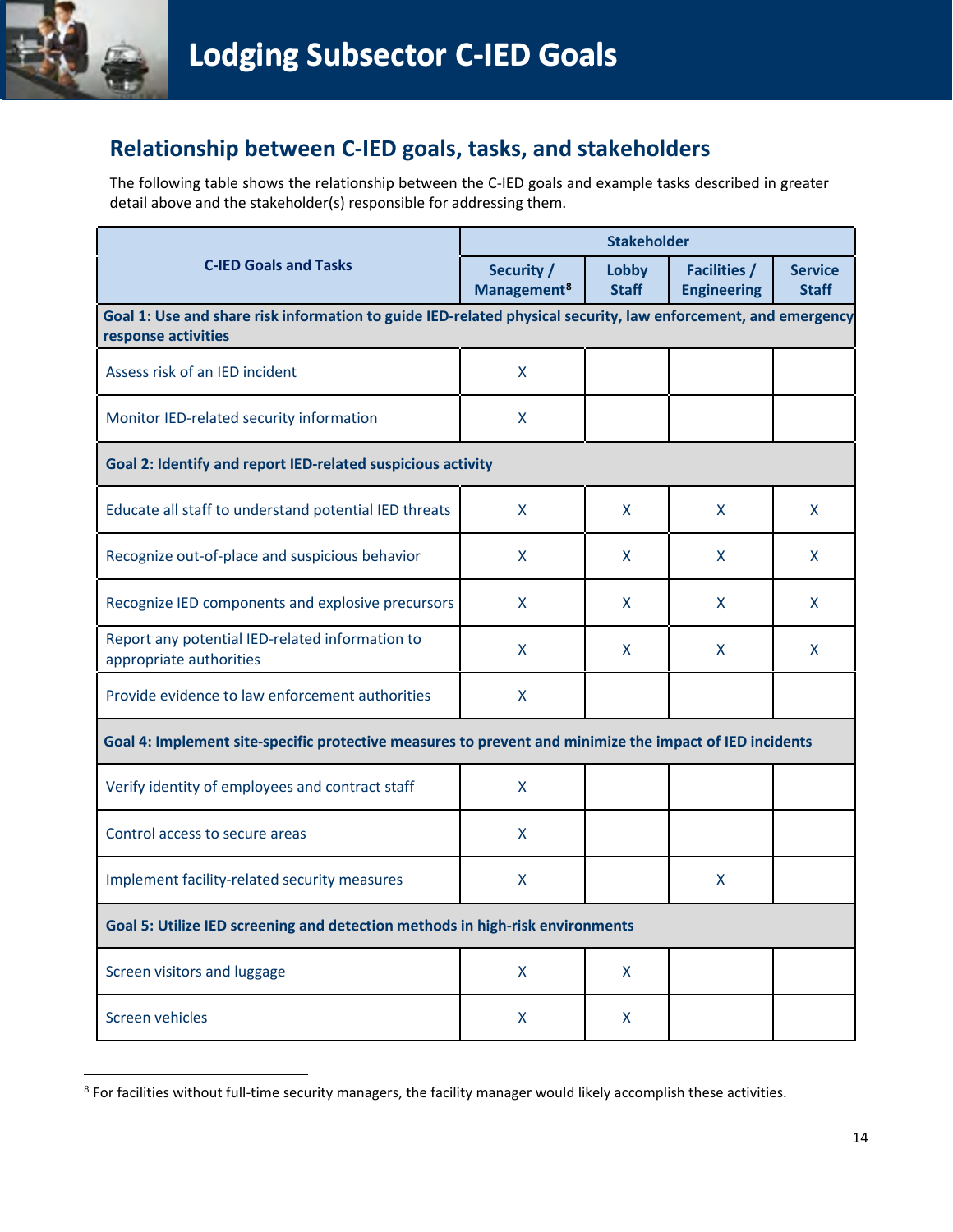# Lodging Subsector C-IED Goals

## Relationship between C-IED goals, tasks, and stakeholders

The following table shows the relationship between the C-IED goals and example tasks described in greater detail above and the stakeholder(s) responsible for addressing them.

| C-IED Goals and Tasks | Stakeholder | | | |
|---|---|---|---|---|
| | Security / Management[8] | Lobby Staff | Facilities / Engineering | Service Staff |
| **Goal 1: Use and share risk information to guide IED-related physical security, law enforcement, and emergency response activities** | | | | |
| Assess risk of an IED incident | X | | | |
| Monitor IED-related security information | X | | | |
| **Goal 2: Identify and report IED-related suspicious activity** | | | | |
| Educate all staff to understand potential IED threats | X | X | X | X |
| Recognize out-of-place and suspicious behavior | X | X | X | X |
| Recognize IED components and explosive precursors | X | X | X | X |
| Report any potential IED-related information to appropriate authorities | X | X | X | X |
| Provide evidence to law enforcement authorities | X | | | |
| **Goal 4: Implement site-specific protective measures to prevent and minimize the impact of IED incidents** | | | | |
| Verify identity of employees and contract staff | X | | | |
| Control access to secure areas | X | | | |
| Implement facility-related security measures | X | | X | |
| **Goal 5: Utilize IED screening and detection methods in high-risk environments** | | | | |
| Screen visitors and luggage | X | X | | |
| Screen vehicles | X | X | | |

[8] For facilities without full-time security managers, the facility manager would likely accomplish these activities.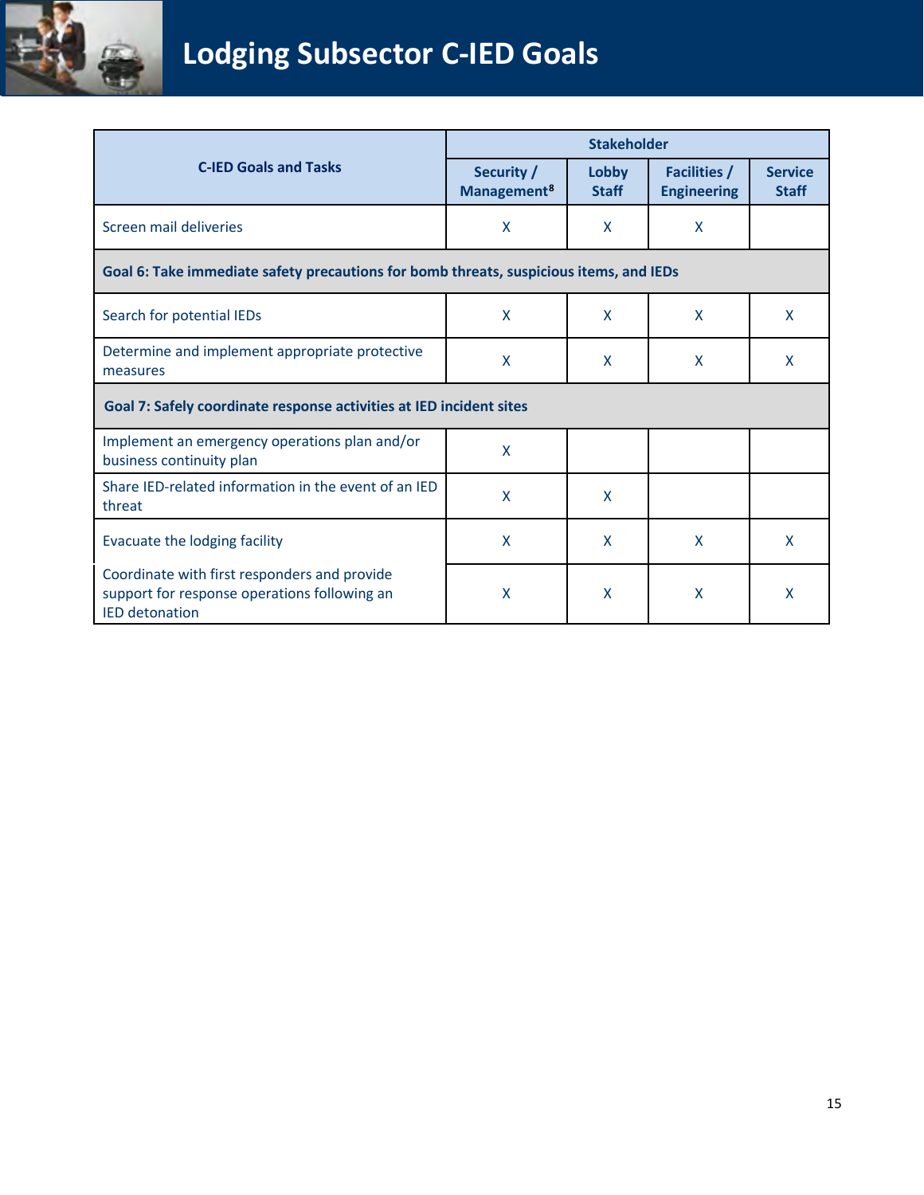# Lodging Subsector C-IED Goals

| C-IED Goals and Tasks | Stakeholder | | | |
|---|---|---|---|---|
| | Security / Management[8] | Lobby Staff | Facilities / Engineering | Service Staff |
| Screen mail deliveries | X | X | X | |
| **Goal 6: Take immediate safety precautions for bomb threats, suspicious items, and IEDs** | | | | |
| Search for potential IEDs | X | X | X | X |
| Determine and implement appropriate protective measures | X | X | X | X |
| **Goal 7: Safely coordinate response activities at IED incident sites** | | | | |
| Implement an emergency operations plan and/or business continuity plan | X | | | |
| Share IED-related information in the event of an IED threat | X | X | | |
| Evacuate the lodging facility | X | X | X | X |
| Coordinate with first responders and provide support for response operations following an IED detonation | X | X | X | X |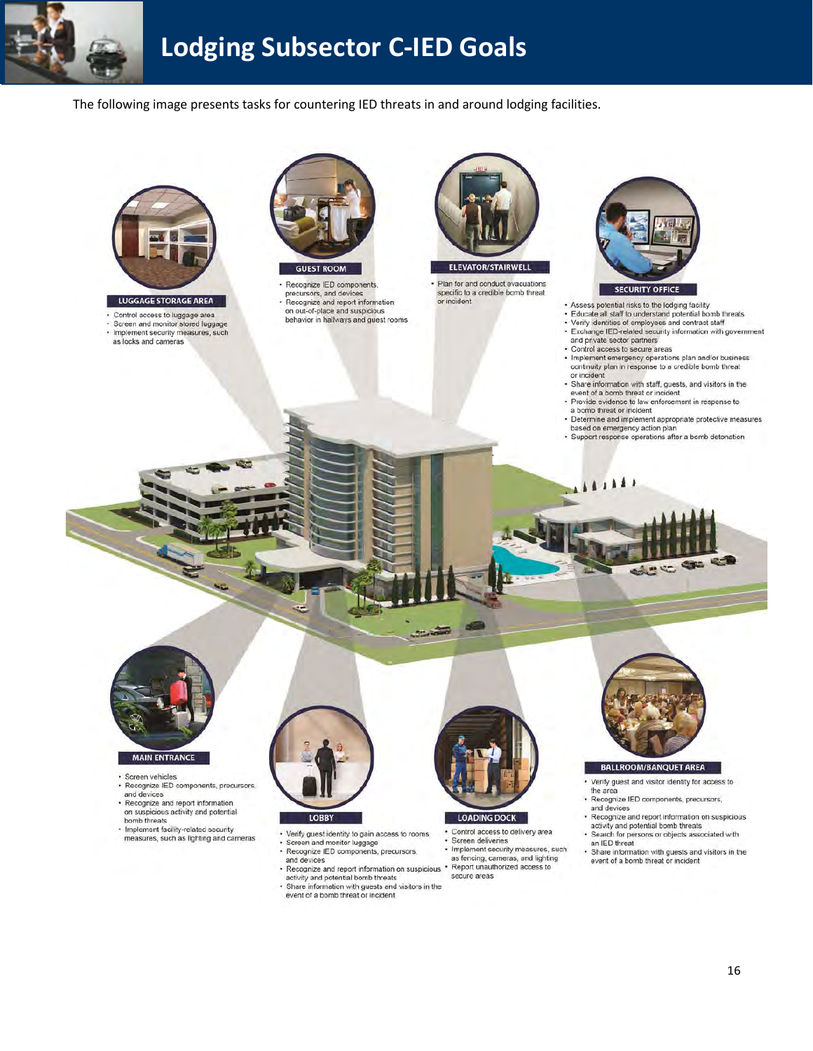# Lodging Subsector C-IED Goals

The following image presents tasks for countering IED threats in and around lodging facilities.

### LUGGAGE STORAGE AREA

- Control access to luggage area
- Screen and monitor stored luggage
- Implement security measures, such as locks and cameras

### GUEST ROOM

- Recognize IED components, precursors, and devices
- Recognize and report information on out-of-place and suspicious behavior in hallways and guest rooms

### ELEVATOR/STAIRWELL

- Plan for and conduct evacuations specific to a credible bomb threat or incident

### SECURITY OFFICE

- Assess potential risks to the lodging facility
- Educate all staff to understand potential bomb threats
- Verify identities of employees and contract staff
- Exchange IED-related security information with government and private sector partners
- Control access to secure areas
- Implement emergency operations plan and/or business continuity plan in response to a credible bomb threat or incident
- Share information with staff, guests, and visitors in the event of a bomb threat or incident
- Provide evidence to law enforcement in response to a bomb threat or incident
- Determine and implement appropriate protective measures based on emergency action plan
- Support response operations after a bomb detonation

### MAIN ENTRANCE

- Screen vehicles
- Recognize IED components, precursors, and devices
- Recognize and report information on suspicious activity and potential bomb threats
- Implement facility-related security measures, such as lighting and cameras

### LOBBY

- Verify guest identity to gain access to rooms
- Screen and monitor luggage
- Recognize IED components, precursors, and devices
- Recognize and report information on suspicious activity and potential bomb threats
- Share information with guests and visitors in the event of a bomb threat or incident

### LOADING DOCK

- Control access to delivery area
- Screen deliveries
- Implement security measures, such as fencing, cameras, and lighting
- Report unauthorized access to secure areas

### BALLROOM/BANQUET AREA

- Verify guest and visitor identity for access to the area
- Recognize IED components, precursors, and devices
- Recognize and report information on suspicious activity and potential bomb threats
- Search for persons or objects associated with an IED threat
- Share information with guests and visitors in the event of a bomb threat or incident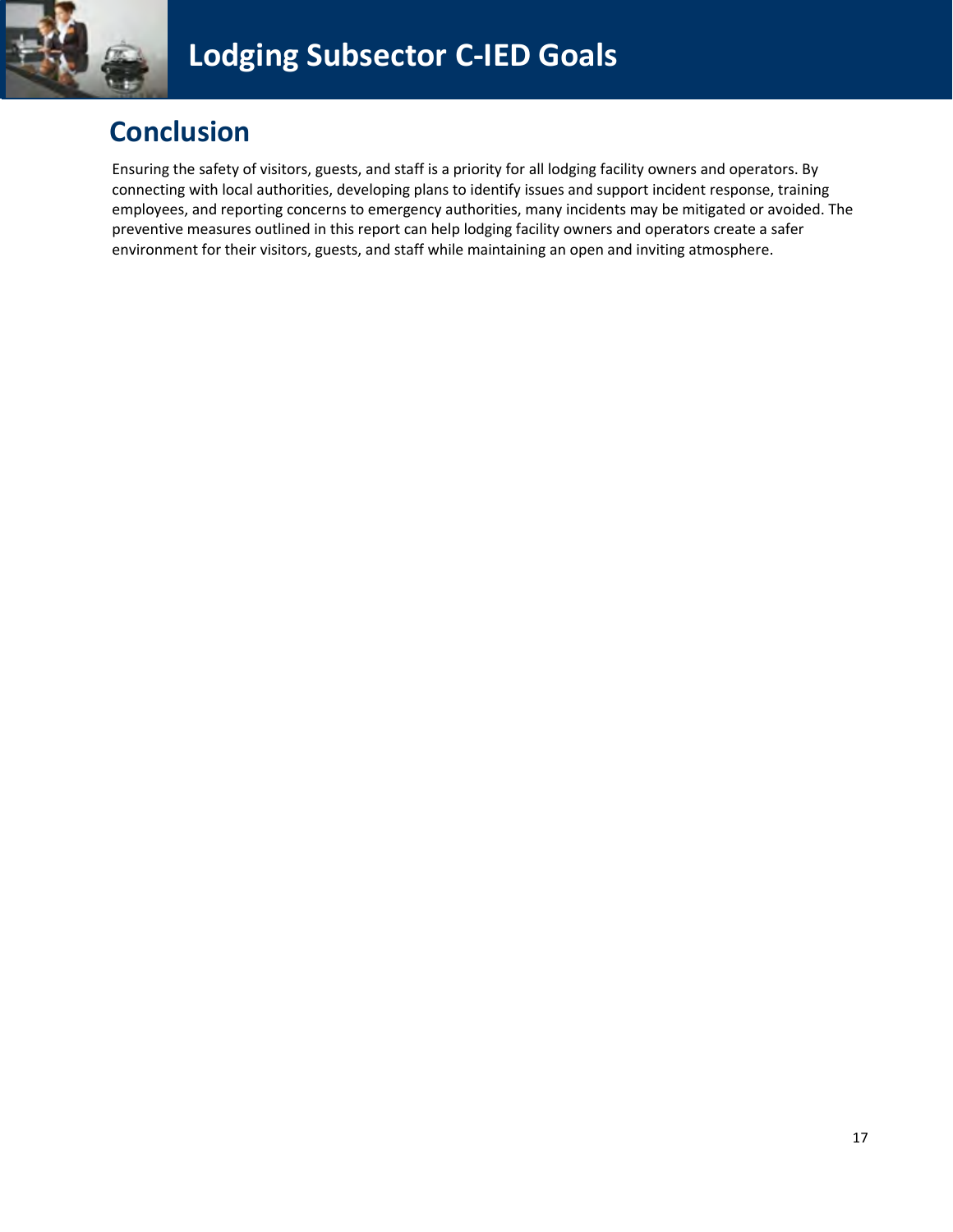## Conclusion

Ensuring the safety of visitors, guests, and staff is a priority for all lodging facility owners and operators. By connecting with local authorities, developing plans to identify issues and support incident response, training employees, and reporting concerns to emergency authorities, many incidents may be mitigated or avoided. The preventive measures outlined in this report can help lodging facility owners and operators create a safer environment for their visitors, guests, and staff while maintaining an open and inviting atmosphere.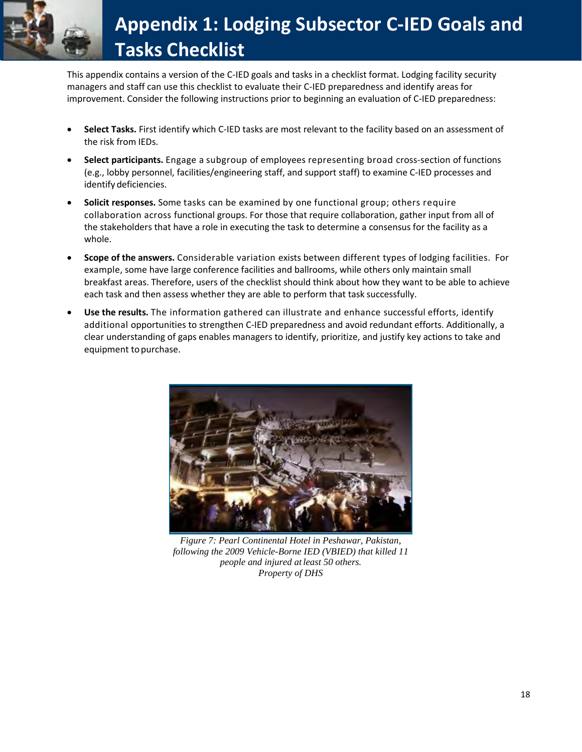# Appendix 1: Lodging Subsector C-IED Goals and Tasks Checklist

This appendix contains a version of the C-IED goals and tasks in a checklist format. Lodging facility security managers and staff can use this checklist to evaluate their C-IED preparedness and identify areas for improvement. Consider the following instructions prior to beginning an evaluation of C-IED preparedness:

- **Select Tasks.** First identify which C-IED tasks are most relevant to the facility based on an assessment of the risk from IEDs.
- **Select participants.** Engage a subgroup of employees representing broad cross-section of functions (e.g., lobby personnel, facilities/engineering staff, and support staff) to examine C-IED processes and identify deficiencies.
- **Solicit responses.** Some tasks can be examined by one functional group; others require collaboration across functional groups. For those that require collaboration, gather input from all of the stakeholders that have a role in executing the task to determine a consensus for the facility as a whole.
- **Scope of the answers.** Considerable variation exists between different types of lodging facilities. For example, some have large conference facilities and ballrooms, while others only maintain small breakfast areas. Therefore, users of the checklist should think about how they want to be able to achieve each task and then assess whether they are able to perform that task successfully.
- **Use the results.** The information gathered can illustrate and enhance successful efforts, identify additional opportunities to strengthen C-IED preparedness and avoid redundant efforts. Additionally, a clear understanding of gaps enables managers to identify, prioritize, and justify key actions to take and equipment to purchase.

*Figure 7: Pearl Continental Hotel in Peshawar, Pakistan, following the 2009 Vehicle-Borne IED (VBIED) that killed 11 people and injured at least 50 others.*
*Property of DHS*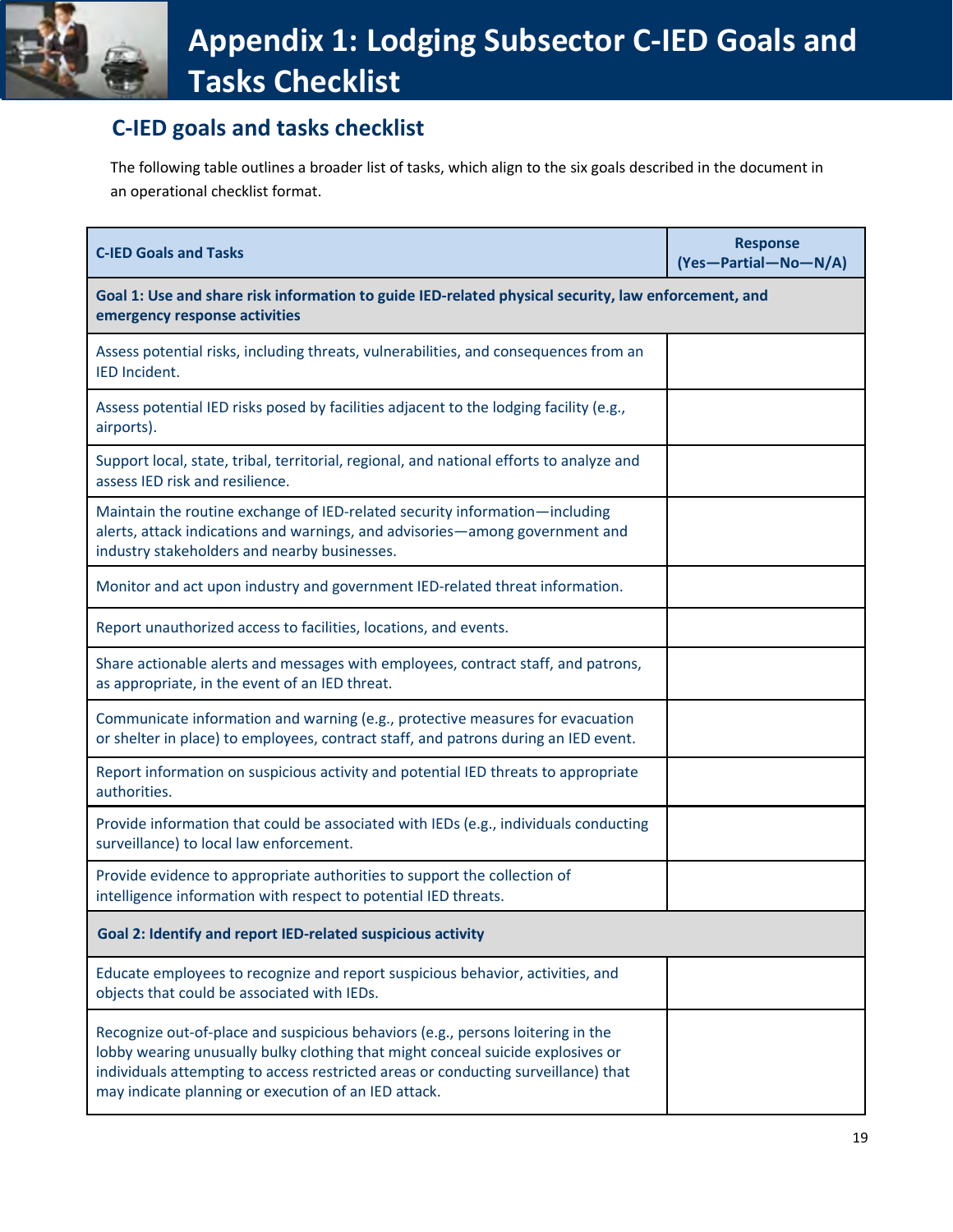# Appendix 1: Lodging Subsector C-IED Goals and Tasks Checklist

## C-IED goals and tasks checklist

The following table outlines a broader list of tasks, which align to the six goals described in the document in an operational checklist format.

| C-IED Goals and Tasks | Response (Yes—Partial—No—N/A) |
|---|---|
| **Goal 1: Use and share risk information to guide IED-related physical security, law enforcement, and emergency response activities** | |
| Assess potential risks, including threats, vulnerabilities, and consequences from an IED Incident. | |
| Assess potential IED risks posed by facilities adjacent to the lodging facility (e.g., airports). | |
| Support local, state, tribal, territorial, regional, and national efforts to analyze and assess IED risk and resilience. | |
| Maintain the routine exchange of IED-related security information—including alerts, attack indications and warnings, and advisories—among government and industry stakeholders and nearby businesses. | |
| Monitor and act upon industry and government IED-related threat information. | |
| Report unauthorized access to facilities, locations, and events. | |
| Share actionable alerts and messages with employees, contract staff, and patrons, as appropriate, in the event of an IED threat. | |
| Communicate information and warning (e.g., protective measures for evacuation or shelter in place) to employees, contract staff, and patrons during an IED event. | |
| Report information on suspicious activity and potential IED threats to appropriate authorities. | |
| Provide information that could be associated with IEDs (e.g., individuals conducting surveillance) to local law enforcement. | |
| Provide evidence to appropriate authorities to support the collection of intelligence information with respect to potential IED threats. | |
| **Goal 2: Identify and report IED-related suspicious activity** | |
| Educate employees to recognize and report suspicious behavior, activities, and objects that could be associated with IEDs. | |
| Recognize out-of-place and suspicious behaviors (e.g., persons loitering in the lobby wearing unusually bulky clothing that might conceal suicide explosives or individuals attempting to access restricted areas or conducting surveillance) that may indicate planning or execution of an IED attack. | |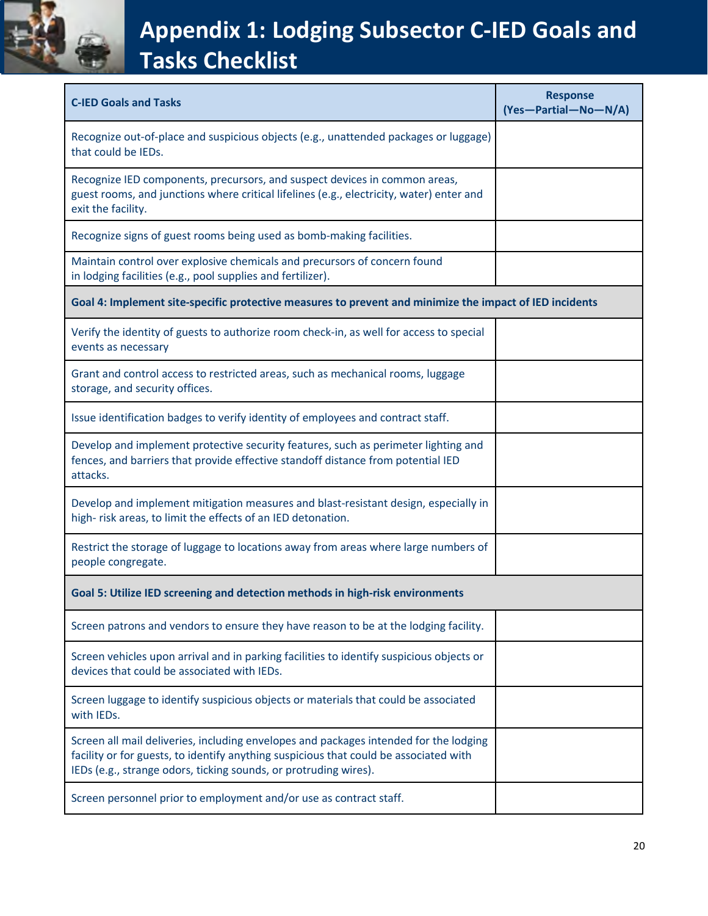# Appendix 1: Lodging Subsector C-IED Goals and Tasks Checklist

| C-IED Goals and Tasks | Response (Yes—Partial—No—N/A) |
|---|---|
| Recognize out-of-place and suspicious objects (e.g., unattended packages or luggage) that could be IEDs. | |
| Recognize IED components, precursors, and suspect devices in common areas, guest rooms, and junctions where critical lifelines (e.g., electricity, water) enter and exit the facility. | |
| Recognize signs of guest rooms being used as bomb-making facilities. | |
| Maintain control over explosive chemicals and precursors of concern found in lodging facilities (e.g., pool supplies and fertilizer). | |
| **Goal 4: Implement site-specific protective measures to prevent and minimize the impact of IED incidents** | |
| Verify the identity of guests to authorize room check-in, as well for access to special events as necessary | |
| Grant and control access to restricted areas, such as mechanical rooms, luggage storage, and security offices. | |
| Issue identification badges to verify identity of employees and contract staff. | |
| Develop and implement protective security features, such as perimeter lighting and fences, and barriers that provide effective standoff distance from potential IED attacks. | |
| Develop and implement mitigation measures and blast-resistant design, especially in high- risk areas, to limit the effects of an IED detonation. | |
| Restrict the storage of luggage to locations away from areas where large numbers of people congregate. | |
| **Goal 5: Utilize IED screening and detection methods in high-risk environments** | |
| Screen patrons and vendors to ensure they have reason to be at the lodging facility. | |
| Screen vehicles upon arrival and in parking facilities to identify suspicious objects or devices that could be associated with IEDs. | |
| Screen luggage to identify suspicious objects or materials that could be associated with IEDs. | |
| Screen all mail deliveries, including envelopes and packages intended for the lodging facility or for guests, to identify anything suspicious that could be associated with IEDs (e.g., strange odors, ticking sounds, or protruding wires). | |
| Screen personnel prior to employment and/or use as contract staff. | |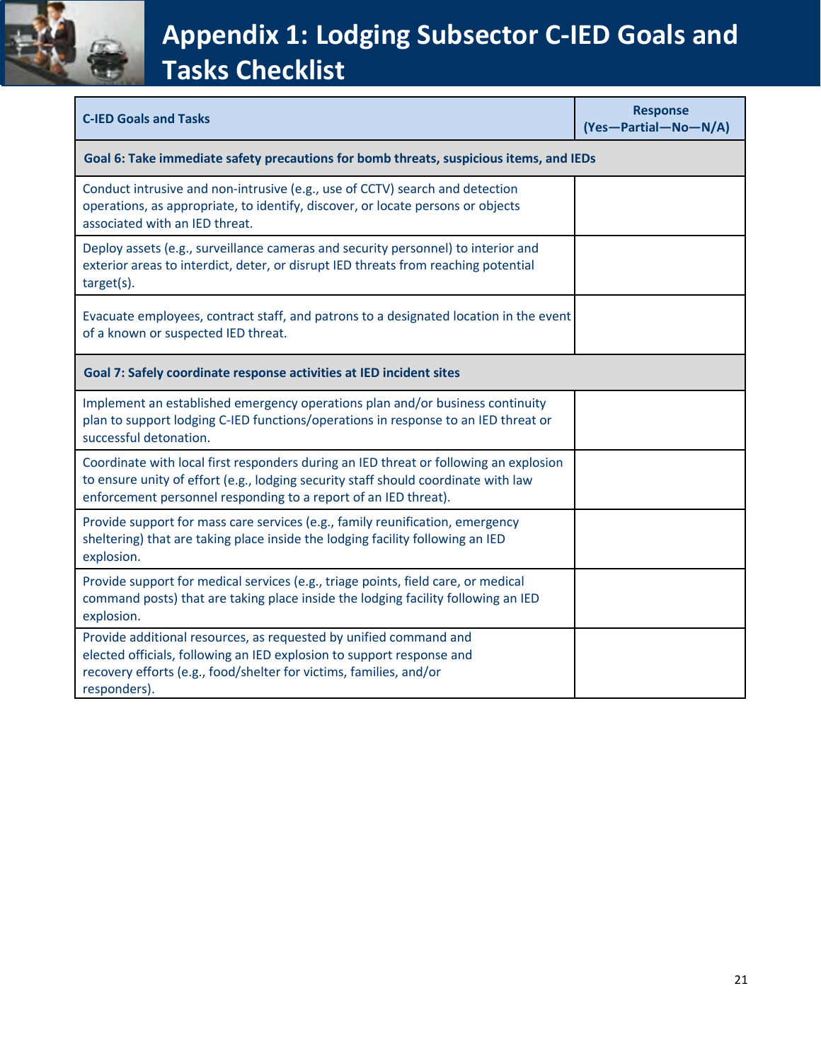# Appendix 1: Lodging Subsector C-IED Goals and Tasks Checklist

| C-IED Goals and Tasks | Response (Yes—Partial—No—N/A) |
|---|---|
| **Goal 6: Take immediate safety precautions for bomb threats, suspicious items, and IEDs** | |
| Conduct intrusive and non-intrusive (e.g., use of CCTV) search and detection operations, as appropriate, to identify, discover, or locate persons or objects associated with an IED threat. | |
| Deploy assets (e.g., surveillance cameras and security personnel) to interior and exterior areas to interdict, deter, or disrupt IED threats from reaching potential target(s). | |
| Evacuate employees, contract staff, and patrons to a designated location in the event of a known or suspected IED threat. | |
| **Goal 7: Safely coordinate response activities at IED incident sites** | |
| Implement an established emergency operations plan and/or business continuity plan to support lodging C-IED functions/operations in response to an IED threat or successful detonation. | |
| Coordinate with local first responders during an IED threat or following an explosion to ensure unity of effort (e.g., lodging security staff should coordinate with law enforcement personnel responding to a report of an IED threat). | |
| Provide support for mass care services (e.g., family reunification, emergency sheltering) that are taking place inside the lodging facility following an IED explosion. | |
| Provide support for medical services (e.g., triage points, field care, or medical command posts) that are taking place inside the lodging facility following an IED explosion. | |
| Provide additional resources, as requested by unified command and elected officials, following an IED explosion to support response and recovery efforts (e.g., food/shelter for victims, families, and/or responders). | |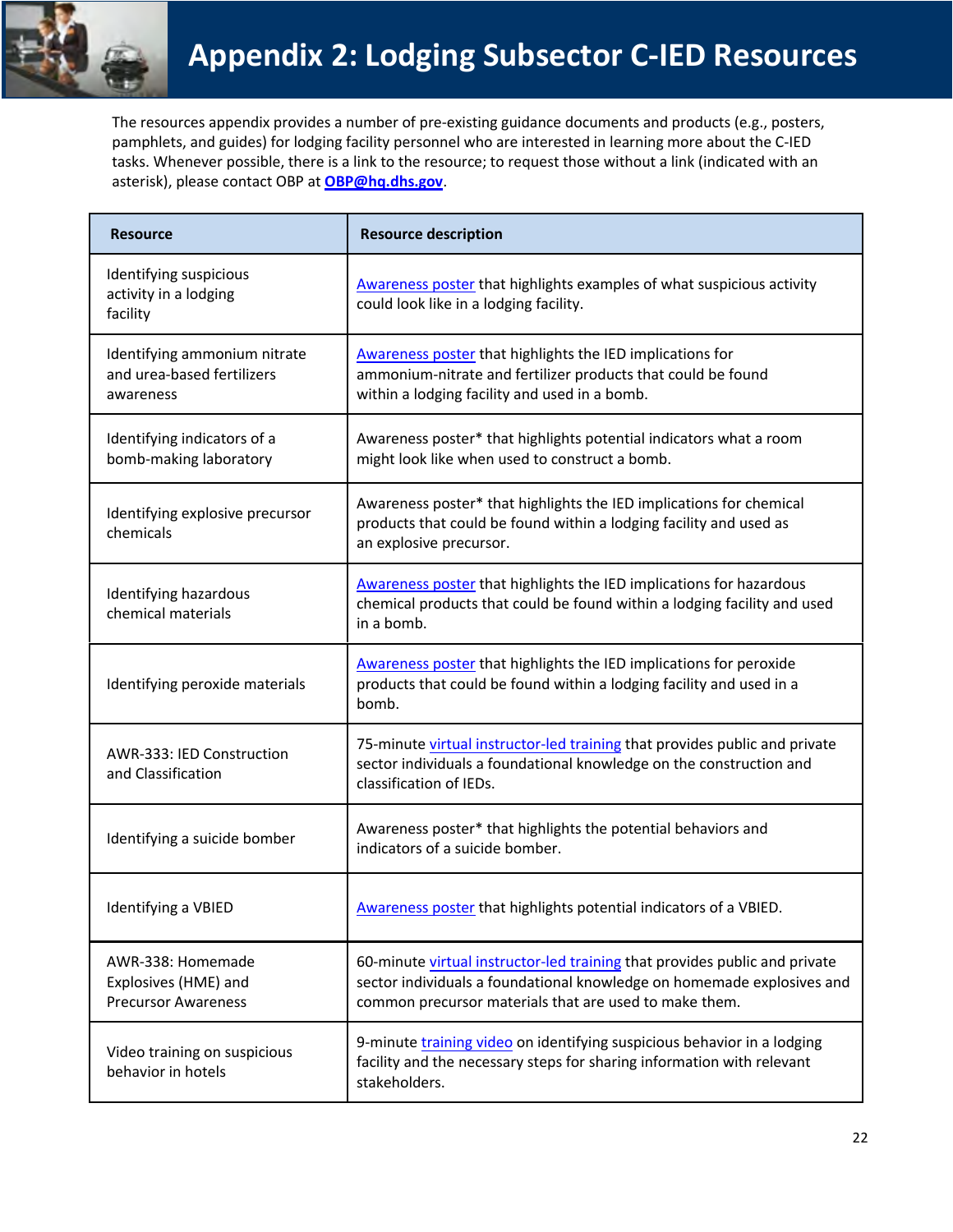# Appendix 2: Lodging Subsector C-IED Resources

The resources appendix provides a number of pre-existing guidance documents and products (e.g., posters, pamphlets, and guides) for lodging facility personnel who are interested in learning more about the C-IED tasks. Whenever possible, there is a link to the resource; to request those without a link (indicated with an asterisk), please contact OBP at **OBP@hq.dhs.gov**.

| Resource | Resource description |
|---|---|
| Identifying suspicious activity in a lodging facility | Awareness poster that highlights examples of what suspicious activity could look like in a lodging facility. |
| Identifying ammonium nitrate and urea-based fertilizers awareness | Awareness poster that highlights the IED implications for ammonium-nitrate and fertilizer products that could be found within a lodging facility and used in a bomb. |
| Identifying indicators of a bomb-making laboratory | Awareness poster* that highlights potential indicators what a room might look like when used to construct a bomb. |
| Identifying explosive precursor chemicals | Awareness poster* that highlights the IED implications for chemical products that could be found within a lodging facility and used as an explosive precursor. |
| Identifying hazardous chemical materials | Awareness poster that highlights the IED implications for hazardous chemical products that could be found within a lodging facility and used in a bomb. |
| Identifying peroxide materials | Awareness poster that highlights the IED implications for peroxide products that could be found within a lodging facility and used in a bomb. |
| AWR-333: IED Construction and Classification | 75-minute virtual instructor-led training that provides public and private sector individuals a foundational knowledge on the construction and classification of IEDs. |
| Identifying a suicide bomber | Awareness poster* that highlights the potential behaviors and indicators of a suicide bomber. |
| Identifying a VBIED | Awareness poster that highlights potential indicators of a VBIED. |
| AWR-338: Homemade Explosives (HME) and Precursor Awareness | 60-minute virtual instructor-led training that provides public and private sector individuals a foundational knowledge on homemade explosives and common precursor materials that are used to make them. |
| Video training on suspicious behavior in hotels | 9-minute training video on identifying suspicious behavior in a lodging facility and the necessary steps for sharing information with relevant stakeholders. |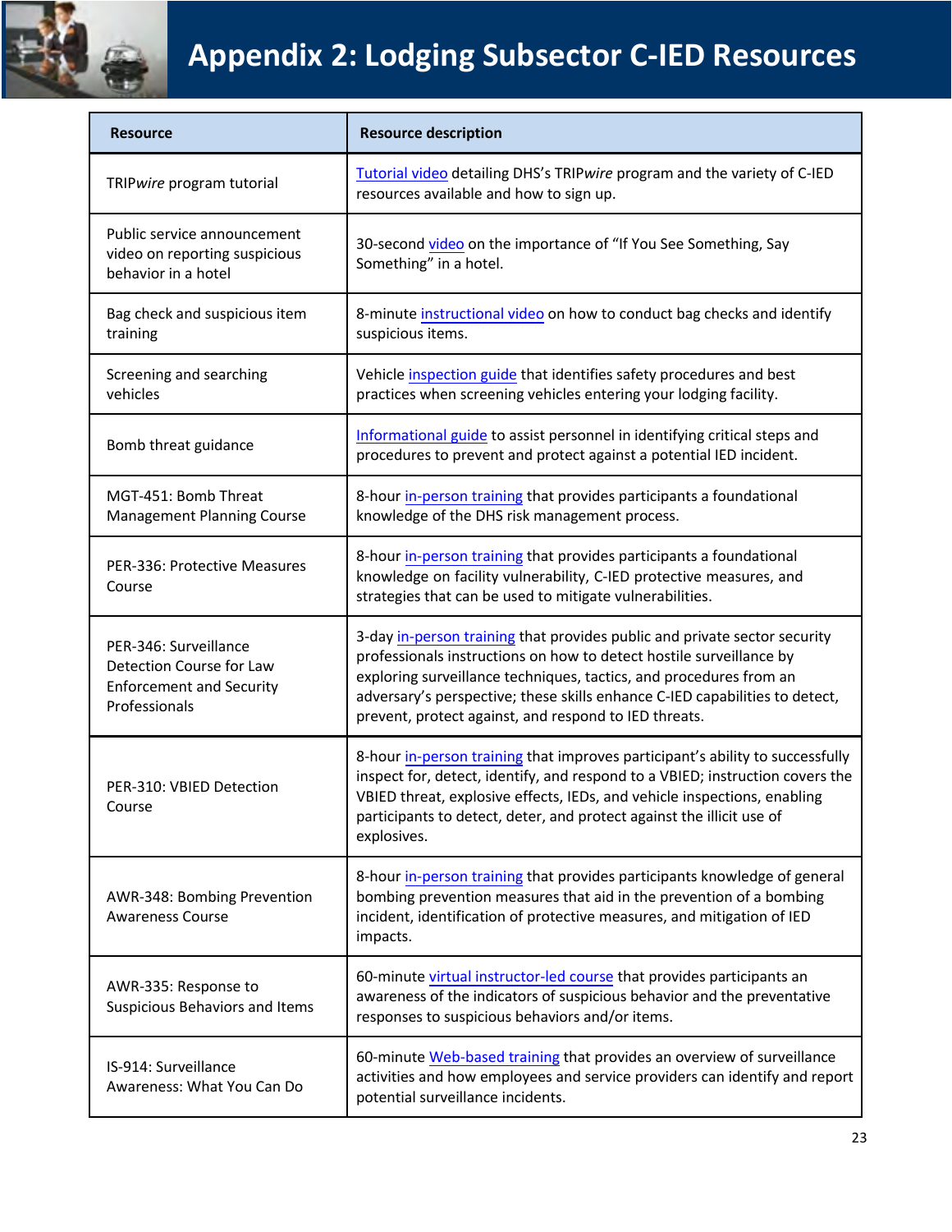# Appendix 2: Lodging Subsector C-IED Resources

| Resource | Resource description |
|---|---|
| TRIP*wire* program tutorial | Tutorial video detailing DHS's TRIP*wire* program and the variety of C-IED resources available and how to sign up. |
| Public service announcement video on reporting suspicious behavior in a hotel | 30-second video on the importance of "If You See Something, Say Something" in a hotel. |
| Bag check and suspicious item training | 8-minute instructional video on how to conduct bag checks and identify suspicious items. |
| Screening and searching vehicles | Vehicle inspection guide that identifies safety procedures and best practices when screening vehicles entering your lodging facility. |
| Bomb threat guidance | Informational guide to assist personnel in identifying critical steps and procedures to prevent and protect against a potential IED incident. |
| MGT-451: Bomb Threat Management Planning Course | 8-hour in-person training that provides participants a foundational knowledge of the DHS risk management process. |
| PER-336: Protective Measures Course | 8-hour in-person training that provides participants a foundational knowledge on facility vulnerability, C-IED protective measures, and strategies that can be used to mitigate vulnerabilities. |
| PER-346: Surveillance Detection Course for Law Enforcement and Security Professionals | 3-day in-person training that provides public and private sector security professionals instructions on how to detect hostile surveillance by exploring surveillance techniques, tactics, and procedures from an adversary's perspective; these skills enhance C-IED capabilities to detect, prevent, protect against, and respond to IED threats. |
| PER-310: VBIED Detection Course | 8-hour in-person training that improves participant's ability to successfully inspect for, detect, identify, and respond to a VBIED; instruction covers the VBIED threat, explosive effects, IEDs, and vehicle inspections, enabling participants to detect, deter, and protect against the illicit use of explosives. |
| AWR-348: Bombing Prevention Awareness Course | 8-hour in-person training that provides participants knowledge of general bombing prevention measures that aid in the prevention of a bombing incident, identification of protective measures, and mitigation of IED impacts. |
| AWR-335: Response to Suspicious Behaviors and Items | 60-minute virtual instructor-led course that provides participants an awareness of the indicators of suspicious behavior and the preventative responses to suspicious behaviors and/or items. |
| IS-914: Surveillance Awareness: What You Can Do | 60-minute Web-based training that provides an overview of surveillance activities and how employees and service providers can identify and report potential surveillance incidents. |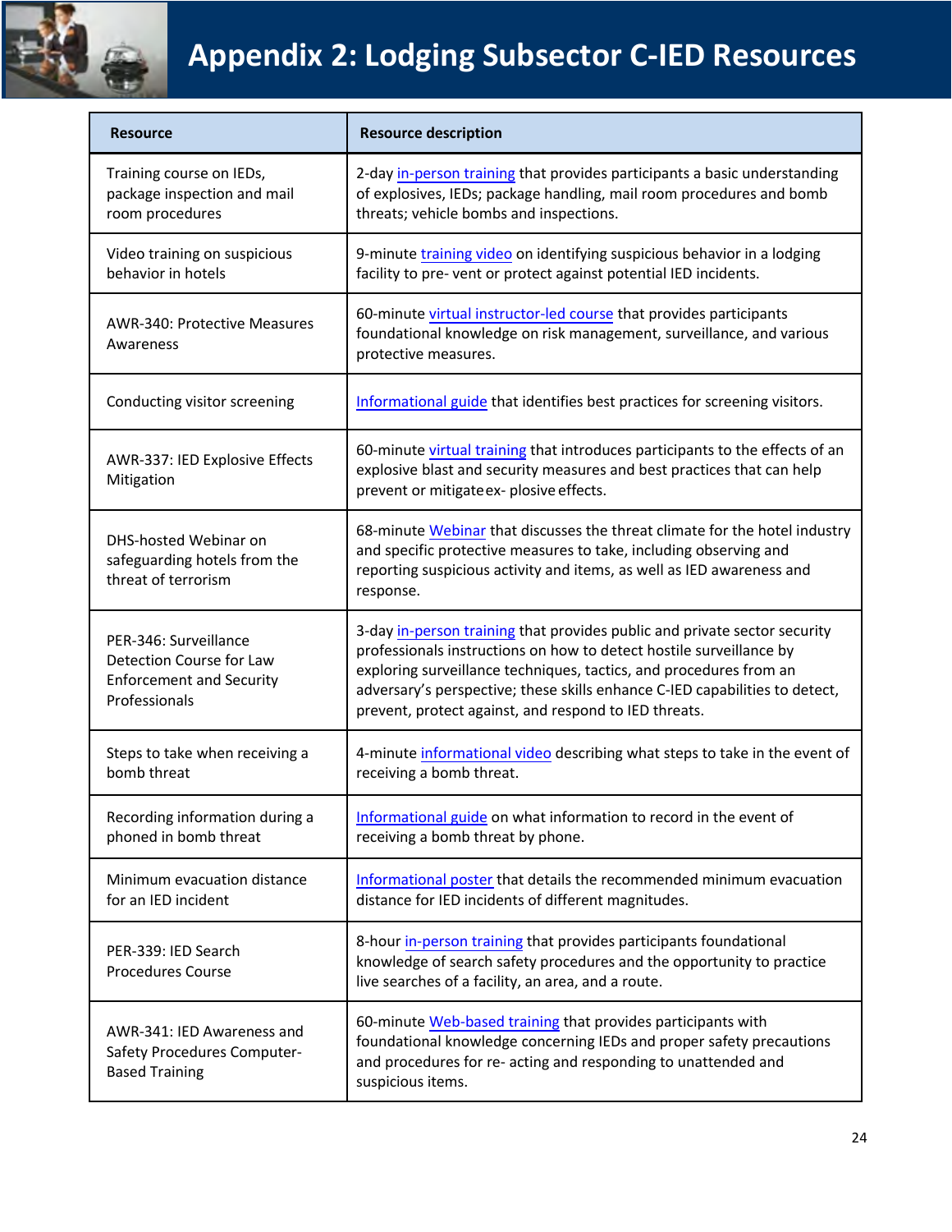# Appendix 2: Lodging Subsector C-IED Resources

| Resource | Resource description |
|---|---|
| Training course on IEDs, package inspection and mail room procedures | 2-day in-person training that provides participants a basic understanding of explosives, IEDs; package handling, mail room procedures and bomb threats; vehicle bombs and inspections. |
| Video training on suspicious behavior in hotels | 9-minute training video on identifying suspicious behavior in a lodging facility to pre- vent or protect against potential IED incidents. |
| AWR-340: Protective Measures Awareness | 60-minute virtual instructor-led course that provides participants foundational knowledge on risk management, surveillance, and various protective measures. |
| Conducting visitor screening | Informational guide that identifies best practices for screening visitors. |
| AWR-337: IED Explosive Effects Mitigation | 60-minute virtual training that introduces participants to the effects of an explosive blast and security measures and best practices that can help prevent or mitigate ex- plosive effects. |
| DHS-hosted Webinar on safeguarding hotels from the threat of terrorism | 68-minute Webinar that discusses the threat climate for the hotel industry and specific protective measures to take, including observing and reporting suspicious activity and items, as well as IED awareness and response. |
| PER-346: Surveillance Detection Course for Law Enforcement and Security Professionals | 3-day in-person training that provides public and private sector security professionals instructions on how to detect hostile surveillance by exploring surveillance techniques, tactics, and procedures from an adversary's perspective; these skills enhance C-IED capabilities to detect, prevent, protect against, and respond to IED threats. |
| Steps to take when receiving a bomb threat | 4-minute informational video describing what steps to take in the event of receiving a bomb threat. |
| Recording information during a phoned in bomb threat | Informational guide on what information to record in the event of receiving a bomb threat by phone. |
| Minimum evacuation distance for an IED incident | Informational poster that details the recommended minimum evacuation distance for IED incidents of different magnitudes. |
| PER-339: IED Search Procedures Course | 8-hour in-person training that provides participants foundational knowledge of search safety procedures and the opportunity to practice live searches of a facility, an area, and a route. |
| AWR-341: IED Awareness and Safety Procedures Computer-Based Training | 60-minute Web-based training that provides participants with foundational knowledge concerning IEDs and proper safety precautions and procedures for re- acting and responding to unattended and suspicious items. |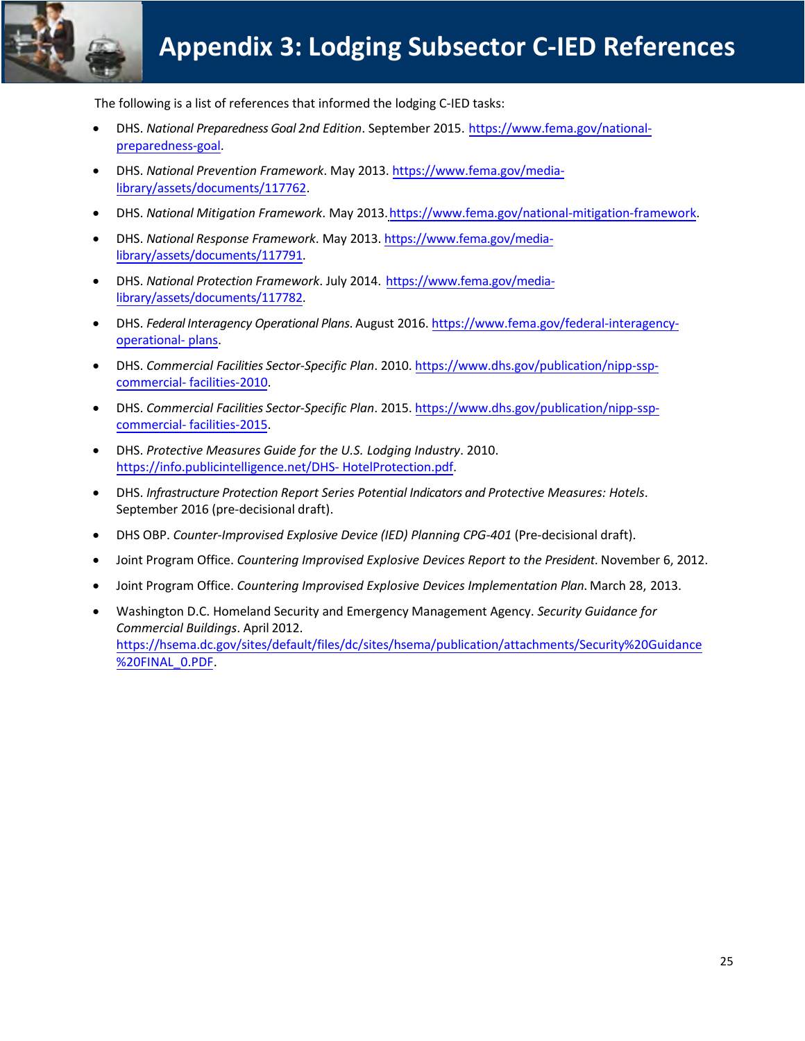# Appendix 3: Lodging Subsector C-IED References

The following is a list of references that informed the lodging C-IED tasks:

- DHS. *National Preparedness Goal 2nd Edition*. September 2015. https://www.fema.gov/national-preparedness-goal.
- DHS. *National Prevention Framework*. May 2013. https://www.fema.gov/media-library/assets/documents/117762.
- DHS. *National Mitigation Framework*. May 2013. https://www.fema.gov/national-mitigation-framework.
- DHS. *National Response Framework*. May 2013. https://www.fema.gov/media-library/assets/documents/117791.
- DHS. *National Protection Framework*. July 2014. https://www.fema.gov/media-library/assets/documents/117782.
- DHS. *Federal Interagency Operational Plans*. August 2016. https://www.fema.gov/federal-interagency-operational- plans.
- DHS. *Commercial Facilities Sector-Specific Plan*. 2010. https://www.dhs.gov/publication/nipp-ssp-commercial- facilities-2010.
- DHS. *Commercial Facilities Sector-Specific Plan*. 2015. https://www.dhs.gov/publication/nipp-ssp-commercial- facilities-2015.
- DHS. *Protective Measures Guide for the U.S. Lodging Industry*. 2010. https://info.publicintelligence.net/DHS- HotelProtection.pdf.
- DHS. *Infrastructure Protection Report Series Potential Indicators and Protective Measures: Hotels*. September 2016 (pre-decisional draft).
- DHS OBP. *Counter-Improvised Explosive Device (IED) Planning CPG-401* (Pre-decisional draft).
- Joint Program Office. *Countering Improvised Explosive Devices Report to the President*. November 6, 2012.
- Joint Program Office. *Countering Improvised Explosive Devices Implementation Plan*. March 28, 2013.
- Washington D.C. Homeland Security and Emergency Management Agency. *Security Guidance for Commercial Buildings*. April 2012. https://hsema.dc.gov/sites/default/files/dc/sites/hsema/publication/attachments/Security%20Guidance%20FINAL_0.PDF.